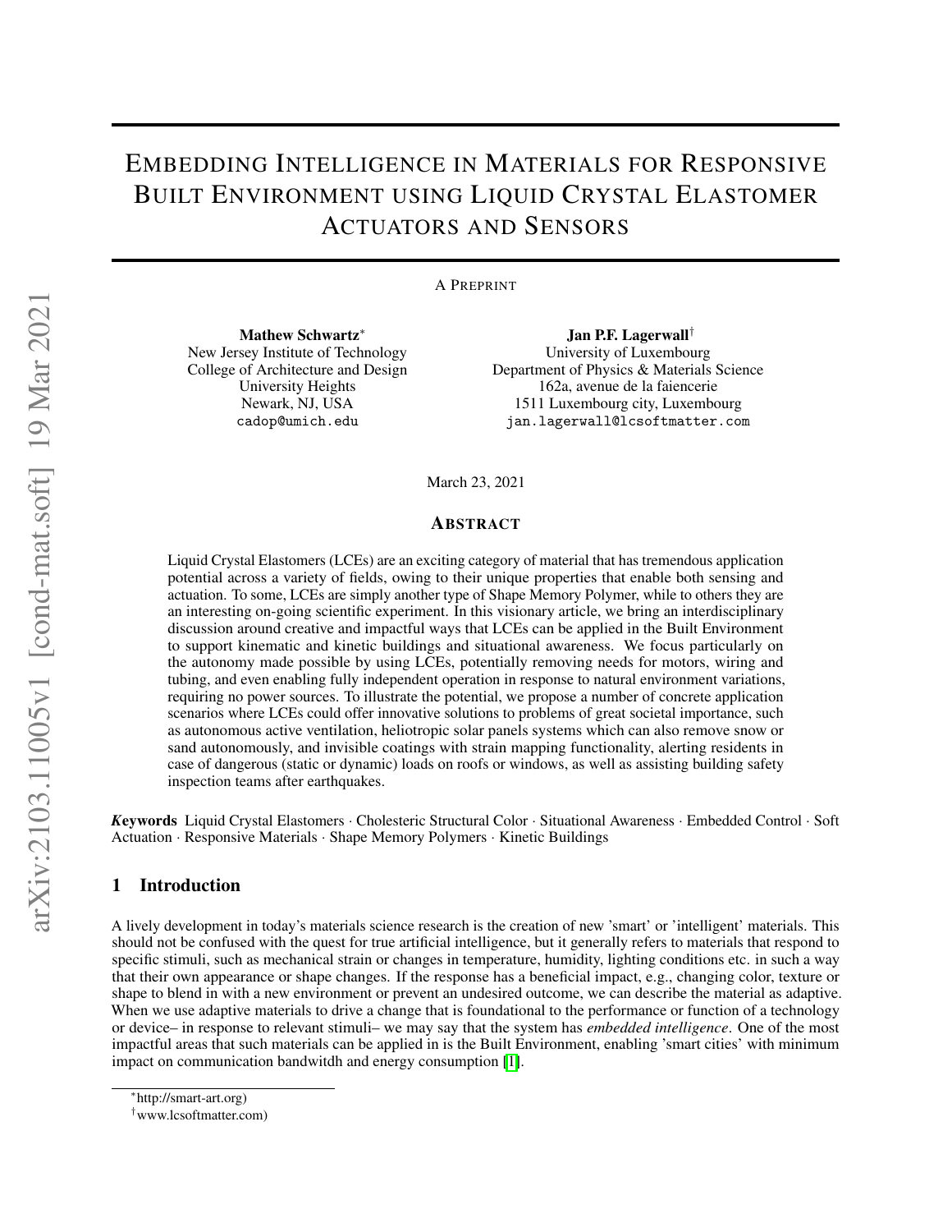# Embedding Intelligence in Materials for Responsive Built Environment using Liquid Crystal Elastomer Actuators and Sensors

A Preprint

**Mathew Schwartz**[*]
New Jersey Institute of Technology
College of Architecture and Design
University Heights
Newark, NJ, USA
cadop@umich.edu

**Jan P.F. Lagerwall**[†]
University of Luxembourg
Department of Physics & Materials Science
162a, avenue de la faiencerie
1511 Luxembourg city, Luxembourg
jan.lagerwall@lcsoftmatter.com

March 23, 2021

## Abstract

Liquid Crystal Elastomers (LCEs) are an exciting category of material that has tremendous application potential across a variety of fields, owing to their unique properties that enable both sensing and actuation. To some, LCEs are simply another type of Shape Memory Polymer, while to others they are an interesting on-going scientific experiment. In this visionary article, we bring an interdisciplinary discussion around creative and impactful ways that LCEs can be applied in the Built Environment to support kinematic and kinetic buildings and situational awareness. We focus particularly on the autonomy made possible by using LCEs, potentially removing needs for motors, wiring and tubing, and even enabling fully independent operation in response to natural environment variations, requiring no power sources. To illustrate the potential, we propose a number of concrete application scenarios where LCEs could offer innovative solutions to problems of great societal importance, such as autonomous active ventilation, heliotropic solar panels systems which can also remove snow or sand autonomously, and invisible coatings with strain mapping functionality, alerting residents in case of dangerous (static or dynamic) loads on roofs or windows, as well as assisting building safety inspection teams after earthquakes.

***Keywords*** Liquid Crystal Elastomers · Cholesteric Structural Color · Situational Awareness · Embedded Control · Soft Actuation · Responsive Materials · Shape Memory Polymers · Kinetic Buildings

## 1 Introduction

A lively development in today's materials science research is the creation of new 'smart' or 'intelligent' materials. This should not be confused with the quest for true artificial intelligence, but it generally refers to materials that respond to specific stimuli, such as mechanical strain or changes in temperature, humidity, lighting conditions etc. in such a way that their own appearance or shape changes. If the response has a beneficial impact, e.g., changing color, texture or shape to blend in with a new environment or prevent an undesired outcome, we can describe the material as adaptive. When we use adaptive materials to drive a change that is foundational to the performance or function of a technology or device– in response to relevant stimuli– we may say that the system has *embedded intelligence*. One of the most impactful areas that such materials can be applied in is the Built Environment, enabling 'smart cities' with minimum impact on communication bandwitdh and energy consumption [1].

[*] http://smart-art.org)

[†] www.lcsoftmatter.com)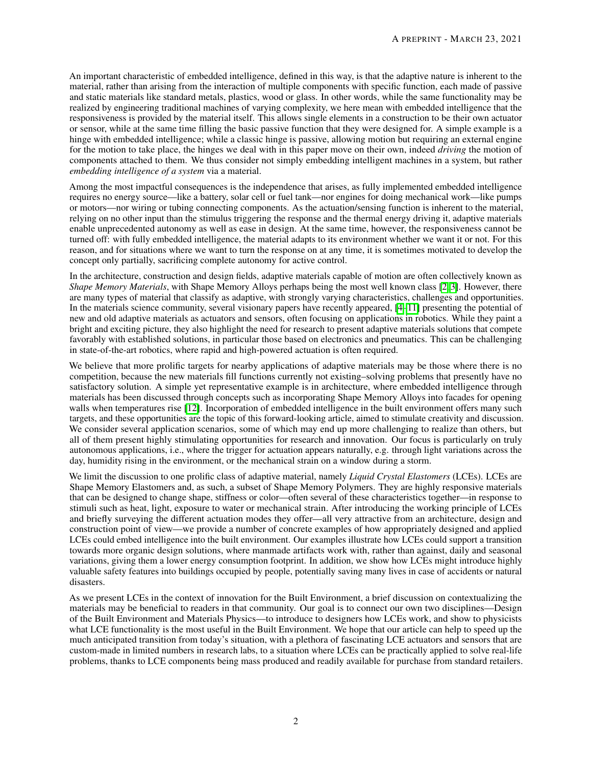An important characteristic of embedded intelligence, defined in this way, is that the adaptive nature is inherent to the material, rather than arising from the interaction of multiple components with specific function, each made of passive and static materials like standard metals, plastics, wood or glass. In other words, while the same functionality may be realized by engineering traditional machines of varying complexity, we here mean with embedded intelligence that the responsiveness is provided by the material itself. This allows single elements in a construction to be their own actuator or sensor, while at the same time filling the basic passive function that they were designed for. A simple example is a hinge with embedded intelligence; while a classic hinge is passive, allowing motion but requiring an external engine for the motion to take place, the hinges we deal with in this paper move on their own, indeed *driving* the motion of components attached to them. We thus consider not simply embedding intelligent machines in a system, but rather *embedding intelligence of a system* via a material.

Among the most impactful consequences is the independence that arises, as fully implemented embedded intelligence requires no energy source—like a battery, solar cell or fuel tank—nor engines for doing mechanical work—like pumps or motors—nor wiring or tubing connecting components. As the actuation/sensing function is inherent to the material, relying on no other input than the stimulus triggering the response and the thermal energy driving it, adaptive materials enable unprecedented autonomy as well as ease in design. At the same time, however, the responsiveness cannot be turned off: with fully embedded intelligence, the material adapts to its environment whether we want it or not. For this reason, and for situations where we want to turn the response on at any time, it is sometimes motivated to develop the concept only partially, sacrificing complete autonomy for active control.

In the architecture, construction and design fields, adaptive materials capable of motion are often collectively known as *Shape Memory Materials*, with Shape Memory Alloys perhaps being the most well known class [2, 3]. However, there are many types of material that classify as adaptive, with strongly varying characteristics, challenges and opportunities. In the materials science community, several visionary papers have recently appeared, [4–11] presenting the potential of new and old adaptive materials as actuators and sensors, often focusing on applications in robotics. While they paint a bright and exciting picture, they also highlight the need for research to present adaptive materials solutions that compete favorably with established solutions, in particular those based on electronics and pneumatics. This can be challenging in state-of-the-art robotics, where rapid and high-powered actuation is often required.

We believe that more prolific targets for nearby applications of adaptive materials may be those where there is no competition, because the new materials fill functions currently not existing–solving problems that presently have no satisfactory solution. A simple yet representative example is in architecture, where embedded intelligence through materials has been discussed through concepts such as incorporating Shape Memory Alloys into facades for opening walls when temperatures rise [12]. Incorporation of embedded intelligence in the built environment offers many such targets, and these opportunities are the topic of this forward-looking article, aimed to stimulate creativity and discussion. We consider several application scenarios, some of which may end up more challenging to realize than others, but all of them present highly stimulating opportunities for research and innovation. Our focus is particularly on truly autonomous applications, i.e., where the trigger for actuation appears naturally, e.g. through light variations across the day, humidity rising in the environment, or the mechanical strain on a window during a storm.

We limit the discussion to one prolific class of adaptive material, namely *Liquid Crystal Elastomers* (LCEs). LCEs are Shape Memory Elastomers and, as such, a subset of Shape Memory Polymers. They are highly responsive materials that can be designed to change shape, stiffness or color—often several of these characteristics together—in response to stimuli such as heat, light, exposure to water or mechanical strain. After introducing the working principle of LCEs and briefly surveying the different actuation modes they offer—all very attractive from an architecture, design and construction point of view—we provide a number of concrete examples of how appropriately designed and applied LCEs could embed intelligence into the built environment. Our examples illustrate how LCEs could support a transition towards more organic design solutions, where manmade artifacts work with, rather than against, daily and seasonal variations, giving them a lower energy consumption footprint. In addition, we show how LCEs might introduce highly valuable safety features into buildings occupied by people, potentially saving many lives in case of accidents or natural disasters.

As we present LCEs in the context of innovation for the Built Environment, a brief discussion on contextualizing the materials may be beneficial to readers in that community. Our goal is to connect our own two disciplines—Design of the Built Environment and Materials Physics—to introduce to designers how LCEs work, and show to physicists what LCE functionality is the most useful in the Built Environment. We hope that our article can help to speed up the much anticipated transition from today's situation, with a plethora of fascinating LCE actuators and sensors that are custom-made in limited numbers in research labs, to a situation where LCEs can be practically applied to solve real-life problems, thanks to LCE components being mass produced and readily available for purchase from standard retailers.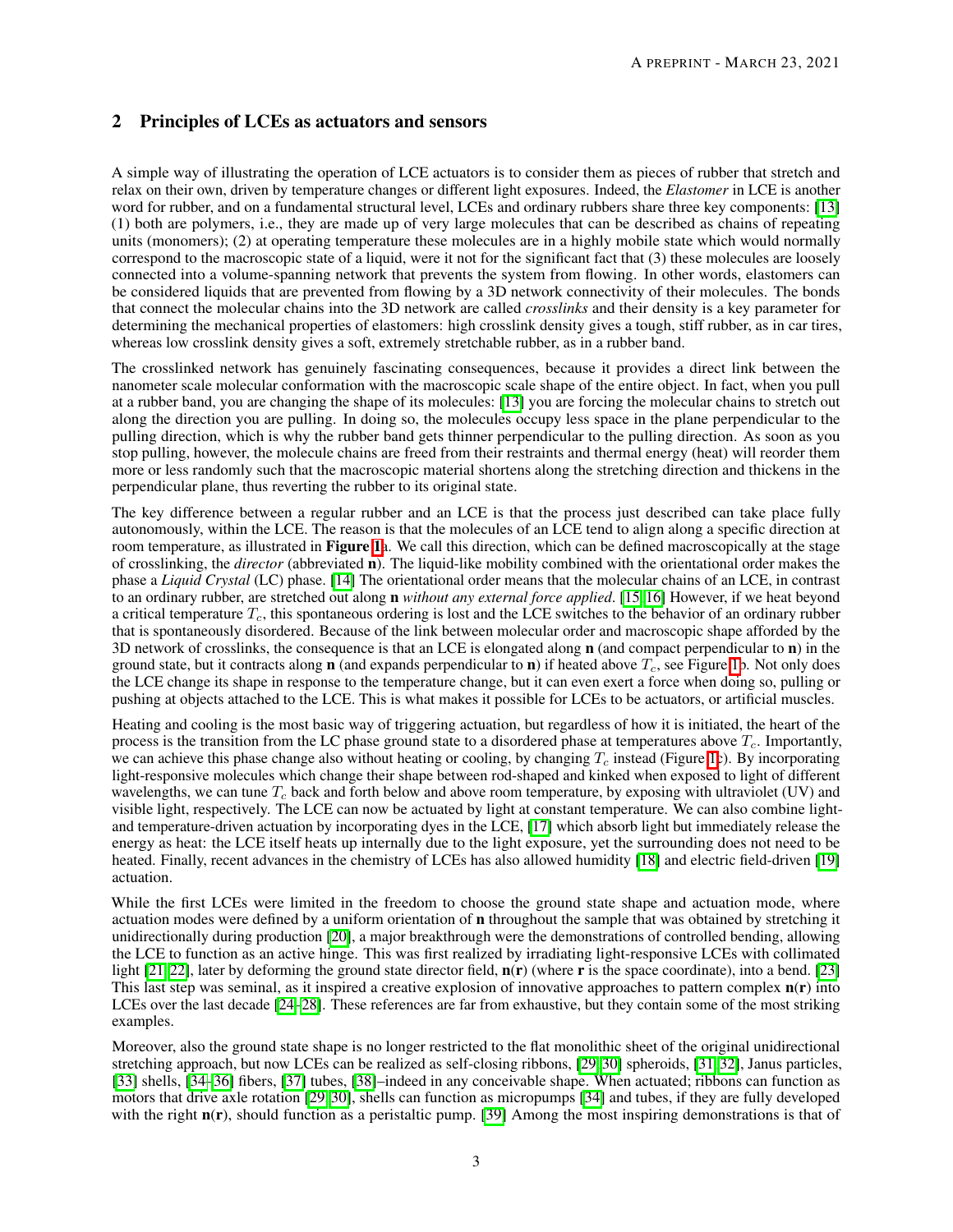## 2 Principles of LCEs as actuators and sensors

A simple way of illustrating the operation of LCE actuators is to consider them as pieces of rubber that stretch and relax on their own, driven by temperature changes or different light exposures. Indeed, the *Elastomer* in LCE is another word for rubber, and on a fundamental structural level, LCEs and ordinary rubbers share three key components: [13] (1) both are polymers, i.e., they are made up of very large molecules that can be described as chains of repeating units (monomers); (2) at operating temperature these molecules are in a highly mobile state which would normally correspond to the macroscopic state of a liquid, were it not for the significant fact that (3) these molecules are loosely connected into a volume-spanning network that prevents the system from flowing. In other words, elastomers can be considered liquids that are prevented from flowing by a 3D network connectivity of their molecules. The bonds that connect the molecular chains into the 3D network are called *crosslinks* and their density is a key parameter for determining the mechanical properties of elastomers: high crosslink density gives a tough, stiff rubber, as in car tires, whereas low crosslink density gives a soft, extremely stretchable rubber, as in a rubber band.

The crosslinked network has genuinely fascinating consequences, because it provides a direct link between the nanometer scale molecular conformation with the macroscopic scale shape of the entire object. In fact, when you pull at a rubber band, you are changing the shape of its molecules: [13] you are forcing the molecular chains to stretch out along the direction you are pulling. In doing so, the molecules occupy less space in the plane perpendicular to the pulling direction, which is why the rubber band gets thinner perpendicular to the pulling direction. As soon as you stop pulling, however, the molecule chains are freed from their restraints and thermal energy (heat) will reorder them more or less randomly such that the macroscopic material shortens along the stretching direction and thickens in the perpendicular plane, thus reverting the rubber to its original state.

The key difference between a regular rubber and an LCE is that the process just described can take place fully autonomously, within the LCE. The reason is that the molecules of an LCE tend to align along a specific direction at room temperature, as illustrated in **Figure 1**a. We call this direction, which can be defined macroscopically at the stage of crosslinking, the *director* (abbreviated **n**). The liquid-like mobility combined with the orientational order makes the phase a *Liquid Crystal* (LC) phase. [14] The orientational order means that the molecular chains of an LCE, in contrast to an ordinary rubber, are stretched out along **n** *without any external force applied*. [15, 16] However, if we heat beyond a critical temperature $T_c$, this spontaneous ordering is lost and the LCE switches to the behavior of an ordinary rubber that is spontaneously disordered. Because of the link between molecular order and macroscopic shape afforded by the 3D network of crosslinks, the consequence is that an LCE is elongated along **n** (and compact perpendicular to **n**) in the ground state, but it contracts along **n** (and expands perpendicular to **n**) if heated above $T_c$, see Figure 1b. Not only does the LCE change its shape in response to the temperature change, but it can even exert a force when doing so, pulling or pushing at objects attached to the LCE. This is what makes it possible for LCEs to be actuators, or artificial muscles.

Heating and cooling is the most basic way of triggering actuation, but regardless of how it is initiated, the heart of the process is the transition from the LC phase ground state to a disordered phase at temperatures above $T_c$. Importantly, we can achieve this phase change also without heating or cooling, by changing $T_c$ instead (Figure 1c). By incorporating light-responsive molecules which change their shape between rod-shaped and kinked when exposed to light of different wavelengths, we can tune $T_c$ back and forth below and above room temperature, by exposing with ultraviolet (UV) and visible light, respectively. The LCE can now be actuated by light at constant temperature. We can also combine light- and temperature-driven actuation by incorporating dyes in the LCE, [17] which absorb light but immediately release the energy as heat: the LCE itself heats up internally due to the light exposure, yet the surrounding does not need to be heated. Finally, recent advances in the chemistry of LCEs has also allowed humidity [18] and electric field-driven [19] actuation.

While the first LCEs were limited in the freedom to choose the ground state shape and actuation mode, where actuation modes were defined by a uniform orientation of **n** throughout the sample that was obtained by stretching it unidirectionally during production [20], a major breakthrough were the demonstrations of controlled bending, allowing the LCE to function as an active hinge. This was first realized by irradiating light-responsive LCEs with collimated light [21, 22], later by deforming the ground state director field, **n**(**r**) (where **r** is the space coordinate), into a bend. [23] This last step was seminal, as it inspired a creative explosion of innovative approaches to pattern complex **n**(**r**) into LCEs over the last decade [24–28]. These references are far from exhaustive, but they contain some of the most striking examples.

Moreover, also the ground state shape is no longer restricted to the flat monolithic sheet of the original unidirectional stretching approach, but now LCEs can be realized as self-closing ribbons, [29, 30] spheroids, [31, 32], Janus particles, [33] shells, [34–36] fibers, [37] tubes, [38]–indeed in any conceivable shape. When actuated; ribbons can function as motors that drive axle rotation [29, 30], shells can function as micropumps [34] and tubes, if they are fully developed with the right **n**(**r**), should function as a peristaltic pump. [39] Among the most inspiring demonstrations is that of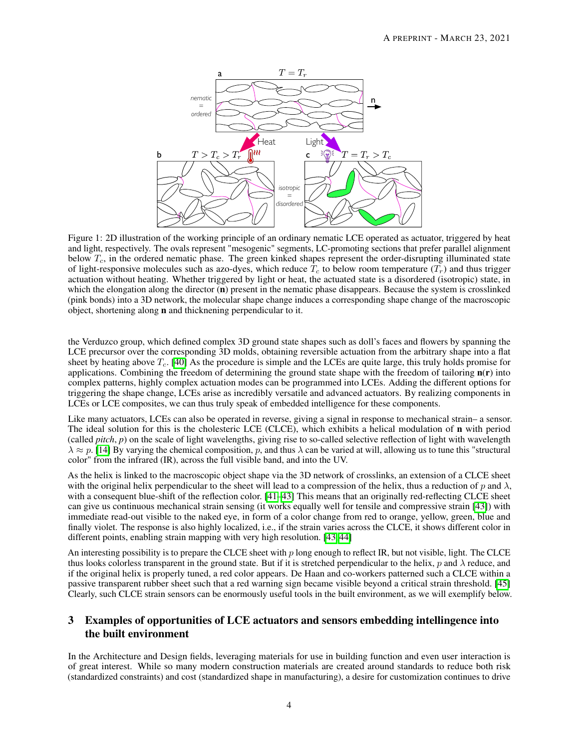Figure 1: 2D illustration of the working principle of an ordinary nematic LCE operated as actuator, triggered by heat and light, respectively. The ovals represent "mesogenic" segments, LC-promoting sections that prefer parallel alignment below $T_c$, in the ordered nematic phase. The green kinked shapes represent the order-disrupting illuminated state of light-responsive molecules such as azo-dyes, which reduce $T_c$ to below room temperature ($T_r$) and thus trigger actuation without heating. Whether triggered by light or heat, the actuated state is a disordered (isotropic) state, in which the elongation along the director (**n**) present in the nematic phase disappears. Because the system is crosslinked (pink bonds) into a 3D network, the molecular shape change induces a corresponding shape change of the macroscopic object, shortening along **n** and thicknening perpendicular to it.

the Verduzco group, which defined complex 3D ground state shapes such as doll's faces and flowers by spanning the LCE precursor over the corresponding 3D molds, obtaining reversible actuation from the arbitrary shape into a flat sheet by heating above $T_c$. [40] As the procedure is simple and the LCEs are quite large, this truly holds promise for applications. Combining the freedom of determining the ground state shape with the freedom of tailoring $\mathbf{n}(\mathbf{r})$ into complex patterns, highly complex actuation modes can be programmed into LCEs. Adding the different options for triggering the shape change, LCEs arise as incredibly versatile and advanced actuators. By realizing components in LCEs or LCE composites, we can thus truly speak of embedded intelligence for these components.

Like many actuators, LCEs can also be operated in reverse, giving a signal in response to mechanical strain– a sensor. The ideal solution for this is the cholesteric LCE (CLCE), which exhibits a helical modulation of **n** with period (called *pitch*, $p$) on the scale of light wavelengths, giving rise to so-called selective reflection of light with wavelength $\lambda \approx p$. [14] By varying the chemical composition, $p$, and thus $\lambda$ can be varied at will, allowing us to tune this "structural color" from the infrared (IR), across the full visible band, and into the UV.

As the helix is linked to the macroscopic object shape via the 3D network of crosslinks, an extension of a CLCE sheet with the original helix perpendicular to the sheet will lead to a compression of the helix, thus a reduction of $p$ and $\lambda$, with a consequent blue-shift of the reflection color. [41–43] This means that an originally red-reflecting CLCE sheet can give us continuous mechanical strain sensing (it works equally well for tensile and compressive strain [43]) with immediate read-out visible to the naked eye, in form of a color change from red to orange, yellow, green, blue and finally violet. The response is also highly localized, i.e., if the strain varies across the CLCE, it shows different color in different points, enabling strain mapping with very high resolution. [43, 44]

An interesting possibility is to prepare the CLCE sheet with $p$ long enough to reflect IR, but not visible, light. The CLCE thus looks colorless transparent in the ground state. But if it is stretched perpendicular to the helix, $p$ and $\lambda$ reduce, and if the original helix is properly tuned, a red color appears. De Haan and co-workers patterned such a CLCE within a passive transparent rubber sheet such that a red warning sign became visible beyond a critical strain threshold. [45] Clearly, such CLCE strain sensors can be enormously useful tools in the built environment, as we will exemplify below.

## 3 Examples of opportunities of LCE actuators and sensors embedding intellingence into the built environment

In the Architecture and Design fields, leveraging materials for use in building function and even user interaction is of great interest. While so many modern construction materials are created around standards to reduce both risk (standardized constraints) and cost (standardized shape in manufacturing), a desire for customization continues to drive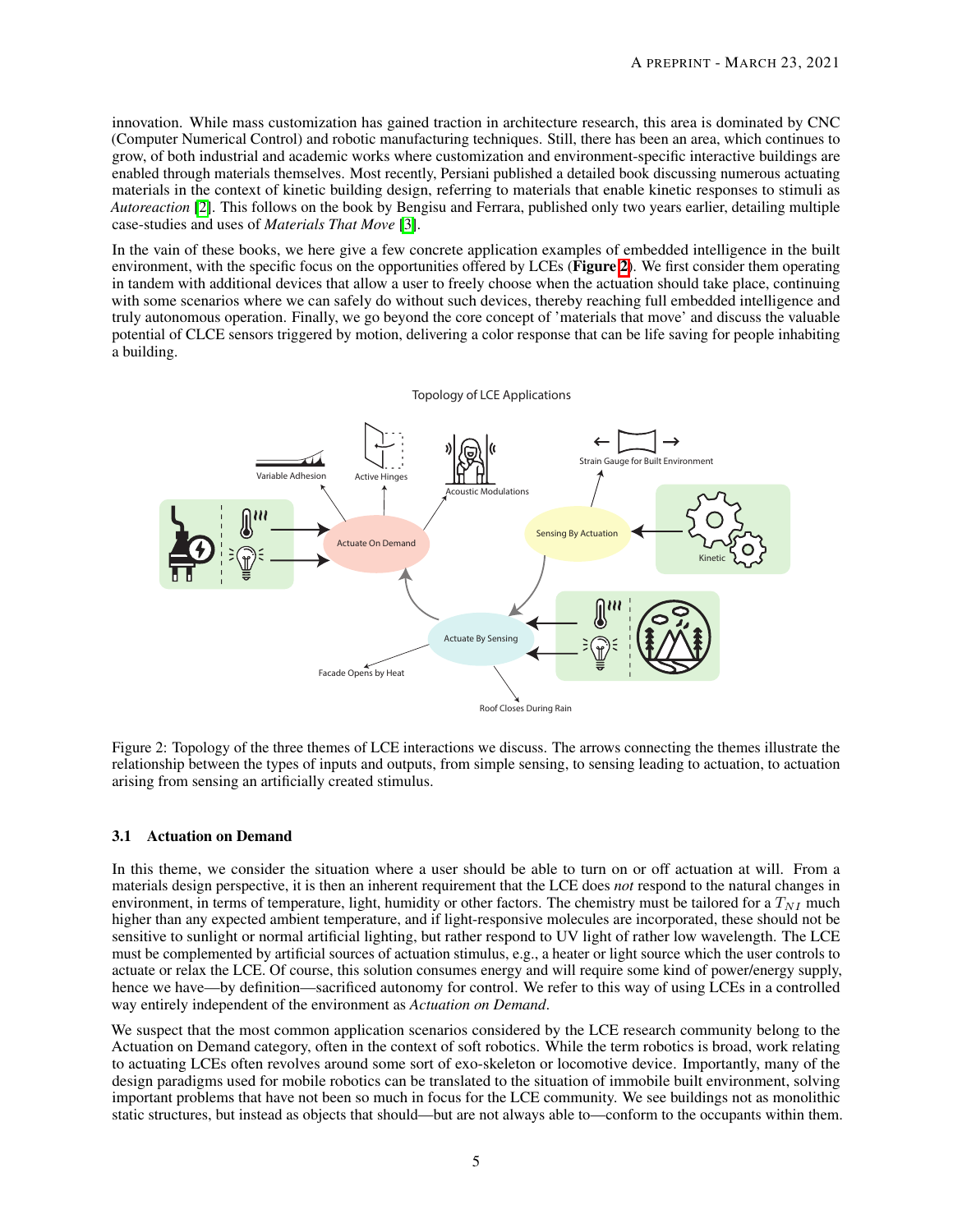innovation. While mass customization has gained traction in architecture research, this area is dominated by CNC (Computer Numerical Control) and robotic manufacturing techniques. Still, there has been an area, which continues to grow, of both industrial and academic works where customization and environment-specific interactive buildings are enabled through materials themselves. Most recently, Persiani published a detailed book discussing numerous actuating materials in the context of kinetic building design, referring to materials that enable kinetic responses to stimuli as *Autoreaction* [2]. This follows on the book by Bengisu and Ferrara, published only two years earlier, detailing multiple case-studies and uses of *Materials That Move* [3].

In the vain of these books, we here give a few concrete application examples of embedded intelligence in the built environment, with the specific focus on the opportunities offered by LCEs (**Figure 2**). We first consider them operating in tandem with additional devices that allow a user to freely choose when the actuation should take place, continuing with some scenarios where we can safely do without such devices, thereby reaching full embedded intelligence and truly autonomous operation. Finally, we go beyond the core concept of 'materials that move' and discuss the valuable potential of CLCE sensors triggered by motion, delivering a color response that can be life saving for people inhabiting a building.

Figure 2: Topology of the three themes of LCE interactions we discuss. The arrows connecting the themes illustrate the relationship between the types of inputs and outputs, from simple sensing, to sensing leading to actuation, to actuation arising from sensing an artificially created stimulus.

### 3.1 Actuation on Demand

In this theme, we consider the situation where a user should be able to turn on or off actuation at will. From a materials design perspective, it is then an inherent requirement that the LCE does *not* respond to the natural changes in environment, in terms of temperature, light, humidity or other factors. The chemistry must be tailored for a $T_{NI}$ much higher than any expected ambient temperature, and if light-responsive molecules are incorporated, these should not be sensitive to sunlight or normal artificial lighting, but rather respond to UV light of rather low wavelength. The LCE must be complemented by artificial sources of actuation stimulus, e.g., a heater or light source which the user controls to actuate or relax the LCE. Of course, this solution consumes energy and will require some kind of power/energy supply, hence we have—by definition—sacrificed autonomy for control. We refer to this way of using LCEs in a controlled way entirely independent of the environment as *Actuation on Demand*.

We suspect that the most common application scenarios considered by the LCE research community belong to the Actuation on Demand category, often in the context of soft robotics. While the term robotics is broad, work relating to actuating LCEs often revolves around some sort of exo-skeleton or locomotive device. Importantly, many of the design paradigms used for mobile robotics can be translated to the situation of immobile built environment, solving important problems that have not been so much in focus for the LCE community. We see buildings not as monolithic static structures, but instead as objects that should—but are not always able to—conform to the occupants within them.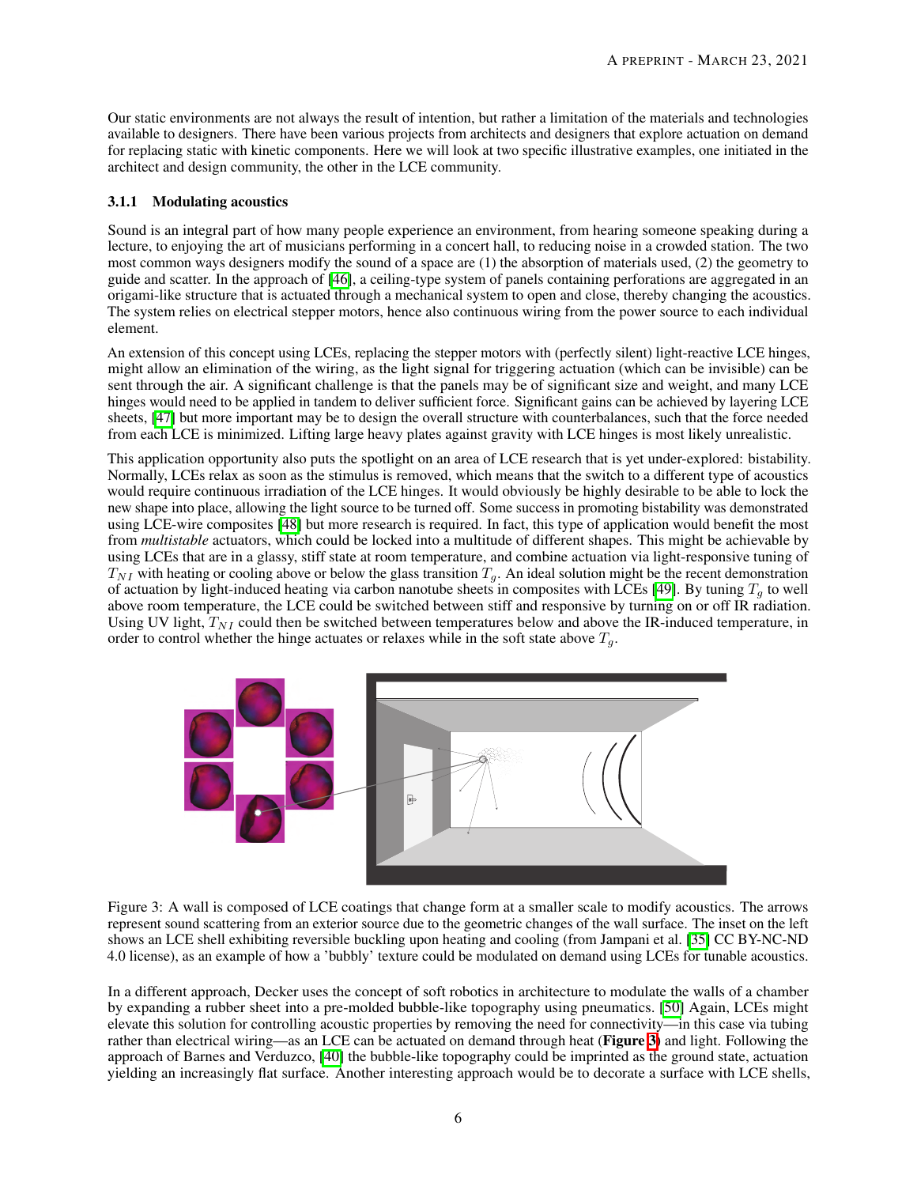Our static environments are not always the result of intention, but rather a limitation of the materials and technologies available to designers. There have been various projects from architects and designers that explore actuation on demand for replacing static with kinetic components. Here we will look at two specific illustrative examples, one initiated in the architect and design community, the other in the LCE community.

### 3.1.1 Modulating acoustics

Sound is an integral part of how many people experience an environment, from hearing someone speaking during a lecture, to enjoying the art of musicians performing in a concert hall, to reducing noise in a crowded station. The two most common ways designers modify the sound of a space are (1) the absorption of materials used, (2) the geometry to guide and scatter. In the approach of [46], a ceiling-type system of panels containing perforations are aggregated in an origami-like structure that is actuated through a mechanical system to open and close, thereby changing the acoustics. The system relies on electrical stepper motors, hence also continuous wiring from the power source to each individual element.

An extension of this concept using LCEs, replacing the stepper motors with (perfectly silent) light-reactive LCE hinges, might allow an elimination of the wiring, as the light signal for triggering actuation (which can be invisible) can be sent through the air. A significant challenge is that the panels may be of significant size and weight, and many LCE hinges would need to be applied in tandem to deliver sufficient force. Significant gains can be achieved by layering LCE sheets, [47] but more important may be to design the overall structure with counterbalances, such that the force needed from each LCE is minimized. Lifting large heavy plates against gravity with LCE hinges is most likely unrealistic.

This application opportunity also puts the spotlight on an area of LCE research that is yet under-explored: bistability. Normally, LCEs relax as soon as the stimulus is removed, which means that the switch to a different type of acoustics would require continuous irradiation of the LCE hinges. It would obviously be highly desirable to be able to lock the new shape into place, allowing the light source to be turned off. Some success in promoting bistability was demonstrated using LCE-wire composites [48] but more research is required. In fact, this type of application would benefit the most from *multistable* actuators, which could be locked into a multitude of different shapes. This might be achievable by using LCEs that are in a glassy, stiff state at room temperature, and combine actuation via light-responsive tuning of $T_{NI}$ with heating or cooling above or below the glass transition $T_g$. An ideal solution might be the recent demonstration of actuation by light-induced heating via carbon nanotube sheets in composites with LCEs [49]. By tuning $T_g$ to well above room temperature, the LCE could be switched between stiff and responsive by turning on or off IR radiation. Using UV light, $T_{NI}$ could then be switched between temperatures below and above the IR-induced temperature, in order to control whether the hinge actuates or relaxes while in the soft state above $T_g$.

Figure 3: A wall is composed of LCE coatings that change form at a smaller scale to modify acoustics. The arrows represent sound scattering from an exterior source due to the geometric changes of the wall surface. The inset on the left shows an LCE shell exhibiting reversible buckling upon heating and cooling (from Jampani et al. [35] CC BY-NC-ND 4.0 license), as an example of how a 'bubbly' texture could be modulated on demand using LCEs for tunable acoustics.

In a different approach, Decker uses the concept of soft robotics in architecture to modulate the walls of a chamber by expanding a rubber sheet into a pre-molded bubble-like topography using pneumatics. [50] Again, LCEs might elevate this solution for controlling acoustic properties by removing the need for connectivity—in this case via tubing rather than electrical wiring—as an LCE can be actuated on demand through heat (**Figure 3**) and light. Following the approach of Barnes and Verduzco, [40] the bubble-like topography could be imprinted as the ground state, actuation yielding an increasingly flat surface. Another interesting approach would be to decorate a surface with LCE shells,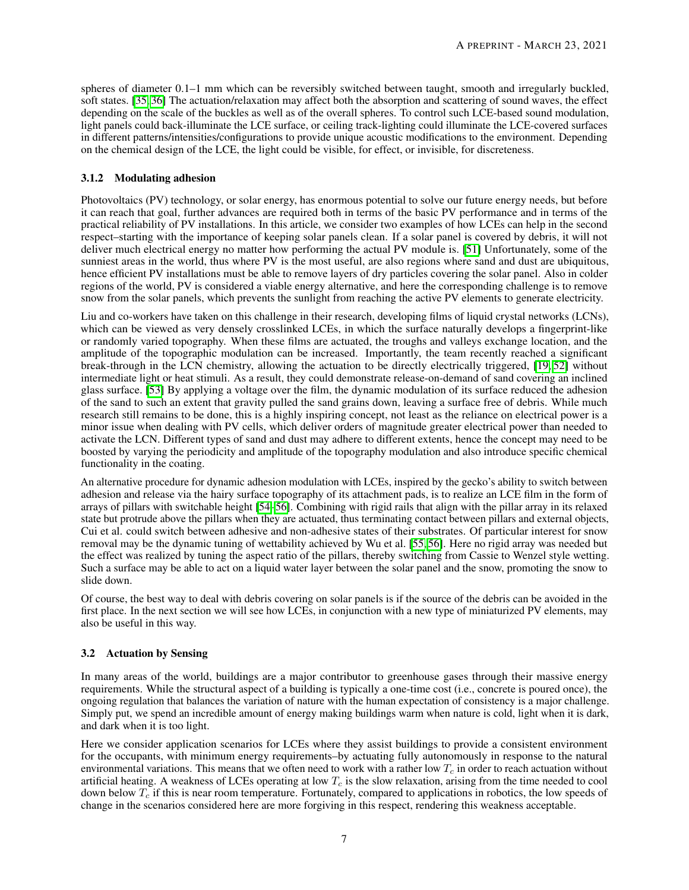spheres of diameter 0.1–1 mm which can be reversibly switched between taught, smooth and irregularly buckled, soft states. [35, 36] The actuation/relaxation may affect both the absorption and scattering of sound waves, the effect depending on the scale of the buckles as well as of the overall spheres. To control such LCE-based sound modulation, light panels could back-illuminate the LCE surface, or ceiling track-lighting could illuminate the LCE-covered surfaces in different patterns/intensities/configurations to provide unique acoustic modifications to the environment. Depending on the chemical design of the LCE, the light could be visible, for effect, or invisible, for discreteness.

#### 3.1.2 Modulating adhesion

Photovoltaics (PV) technology, or solar energy, has enormous potential to solve our future energy needs, but before it can reach that goal, further advances are required both in terms of the basic PV performance and in terms of the practical reliability of PV installations. In this article, we consider two examples of how LCEs can help in the second respect–starting with the importance of keeping solar panels clean. If a solar panel is covered by debris, it will not deliver much electrical energy no matter how performing the actual PV module is. [51] Unfortunately, some of the sunniest areas in the world, thus where PV is the most useful, are also regions where sand and dust are ubiquitous, hence efficient PV installations must be able to remove layers of dry particles covering the solar panel. Also in colder regions of the world, PV is considered a viable energy alternative, and here the corresponding challenge is to remove snow from the solar panels, which prevents the sunlight from reaching the active PV elements to generate electricity.

Liu and co-workers have taken on this challenge in their research, developing films of liquid crystal networks (LCNs), which can be viewed as very densely crosslinked LCEs, in which the surface naturally develops a fingerprint-like or randomly varied topography. When these films are actuated, the troughs and valleys exchange location, and the amplitude of the topographic modulation can be increased. Importantly, the team recently reached a significant break-through in the LCN chemistry, allowing the actuation to be directly electrically triggered, [19, 52] without intermediate light or heat stimuli. As a result, they could demonstrate release-on-demand of sand covering an inclined glass surface. [53] By applying a voltage over the film, the dynamic modulation of its surface reduced the adhesion of the sand to such an extent that gravity pulled the sand grains down, leaving a surface free of debris. While much research still remains to be done, this is a highly inspiring concept, not least as the reliance on electrical power is a minor issue when dealing with PV cells, which deliver orders of magnitude greater electrical power than needed to activate the LCN. Different types of sand and dust may adhere to different extents, hence the concept may need to be boosted by varying the periodicity and amplitude of the topography modulation and also introduce specific chemical functionality in the coating.

An alternative procedure for dynamic adhesion modulation with LCEs, inspired by the gecko's ability to switch between adhesion and release via the hairy surface topography of its attachment pads, is to realize an LCE film in the form of arrays of pillars with switchable height [54–56]. Combining with rigid rails that align with the pillar array in its relaxed state but protrude above the pillars when they are actuated, thus terminating contact between pillars and external objects, Cui et al. could switch between adhesive and non-adhesive states of their substrates. Of particular interest for snow removal may be the dynamic tuning of wettability achieved by Wu et al. [55, 56]. Here no rigid array was needed but the effect was realized by tuning the aspect ratio of the pillars, thereby switching from Cassie to Wenzel style wetting. Such a surface may be able to act on a liquid water layer between the solar panel and the snow, promoting the snow to slide down.

Of course, the best way to deal with debris covering on solar panels is if the source of the debris can be avoided in the first place. In the next section we will see how LCEs, in conjunction with a new type of miniaturized PV elements, may also be useful in this way.

### 3.2 Actuation by Sensing

In many areas of the world, buildings are a major contributor to greenhouse gases through their massive energy requirements. While the structural aspect of a building is typically a one-time cost (i.e., concrete is poured once), the ongoing regulation that balances the variation of nature with the human expectation of consistency is a major challenge. Simply put, we spend an incredible amount of energy making buildings warm when nature is cold, light when it is dark, and dark when it is too light.

Here we consider application scenarios for LCEs where they assist buildings to provide a consistent environment for the occupants, with minimum energy requirements–by actuating fully autonomously in response to the natural environmental variations. This means that we often need to work with a rather low $T_c$ in order to reach actuation without artificial heating. A weakness of LCEs operating at low $T_c$ is the slow relaxation, arising from the time needed to cool down below $T_c$ if this is near room temperature. Fortunately, compared to applications in robotics, the low speeds of change in the scenarios considered here are more forgiving in this respect, rendering this weakness acceptable.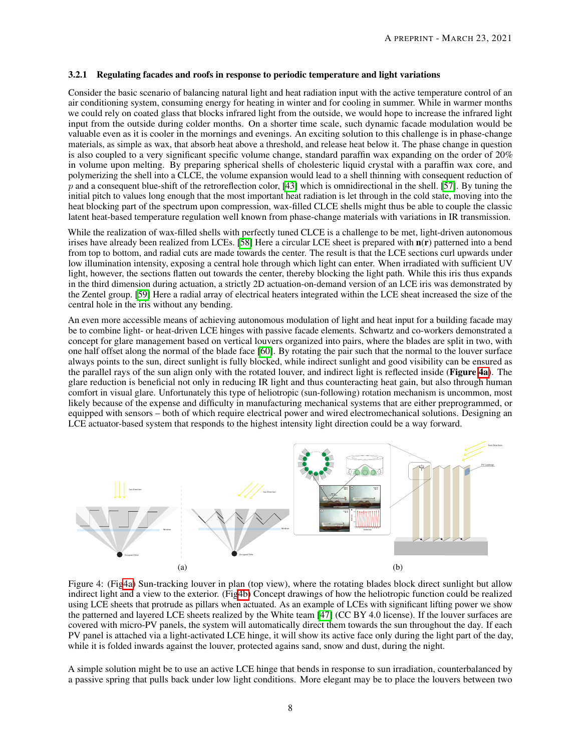#### 3.2.1 Regulating facades and roofs in response to periodic temperature and light variations

Consider the basic scenario of balancing natural light and heat radiation input with the active temperature control of an air conditioning system, consuming energy for heating in winter and for cooling in summer. While in warmer months we could rely on coated glass that blocks infrared light from the outside, we would hope to increase the infrared light input from the outside during colder months. On a shorter time scale, such dynamic facade modulation would be valuable even as it is cooler in the mornings and evenings. An exciting solution to this challenge is in phase-change materials, as simple as wax, that absorb heat above a threshold, and release heat below it. The phase change in question is also coupled to a very significant specific volume change, standard paraffin wax expanding on the order of 20% in volume upon melting. By preparing spherical shells of cholesteric liquid crystal with a paraffin wax core, and polymerizing the shell into a CLCE, the volume expansion would lead to a shell thinning with consequent reduction of $p$ and a consequent blue-shift of the retroreflection color, [43] which is omnidirectional in the shell. [57]. By tuning the initial pitch to values long enough that the most important heat radiation is let through in the cold state, moving into the heat blocking part of the spectrum upon compression, wax-filled CLCE shells might thus be able to couple the classic latent heat-based temperature regulation well known from phase-change materials with variations in IR transmission.

While the realization of wax-filled shells with perfectly tuned CLCE is a challenge to be met, light-driven autonomous irises have already been realized from LCEs. [58] Here a circular LCE sheet is prepared with $\mathbf{n}(\mathbf{r})$ patterned into a bend from top to bottom, and radial cuts are made towards the center. The result is that the LCE sections curl upwards under low illumination intensity, exposing a central hole through which light can enter. When irradiated with sufficient UV light, however, the sections flatten out towards the center, thereby blocking the light path. While this iris thus expands in the third dimension during actuation, a strictly 2D actuation-on-demand version of an LCE iris was demonstrated by the Zentel group. [59] Here a radial array of electrical heaters integrated within the LCE sheat increased the size of the central hole in the iris without any bending.

An even more accessible means of achieving autonomous modulation of light and heat input for a building facade may be to combine light- or heat-driven LCE hinges with passive facade elements. Schwartz and co-workers demonstrated a concept for glare management based on vertical louvers organized into pairs, where the blades are split in two, with one half offset along the normal of the blade face [60]. By rotating the pair such that the normal to the louver surface always points to the sun, direct sunlight is fully blocked, while indirect sunlight and good visibility can be ensured as the parallel rays of the sun align only with the rotated louver, and indirect light is reflected inside (**Figure 4a**). The glare reduction is beneficial not only in reducing IR light and thus counteracting heat gain, but also through human comfort in visual glare. Unfortunately this type of heliotropic (sun-following) rotation mechanism is uncommon, most likely because of the expense and difficulty in manufacturing mechanical systems that are either preprogrammed, or equipped with sensors – both of which require electrical power and wired electromechanical solutions. Designing an LCE actuator-based system that responds to the highest intensity light direction could be a way forward.

(a) (b)

Figure 4: (Fig4a) Sun-tracking louver in plan (top view), where the rotating blades block direct sunlight but allow indirect light and a view to the exterior. (Fig4b) Concept drawings of how the heliotropic function could be realized using LCE sheets that protrude as pillars when actuated. As an example of LCEs with significant lifting power we show the patterned and layered LCE sheets realized by the White team [47] (CC BY 4.0 license). If the louver surfaces are covered with micro-PV panels, the system will automatically direct them towards the sun throughout the day. If each PV panel is attached via a light-activated LCE hinge, it will show its active face only during the light part of the day, while it is folded inwards against the louver, protected agains sand, snow and dust, during the night.

A simple solution might be to use an active LCE hinge that bends in response to sun irradiation, counterbalanced by a passive spring that pulls back under low light conditions. More elegant may be to place the louvers between two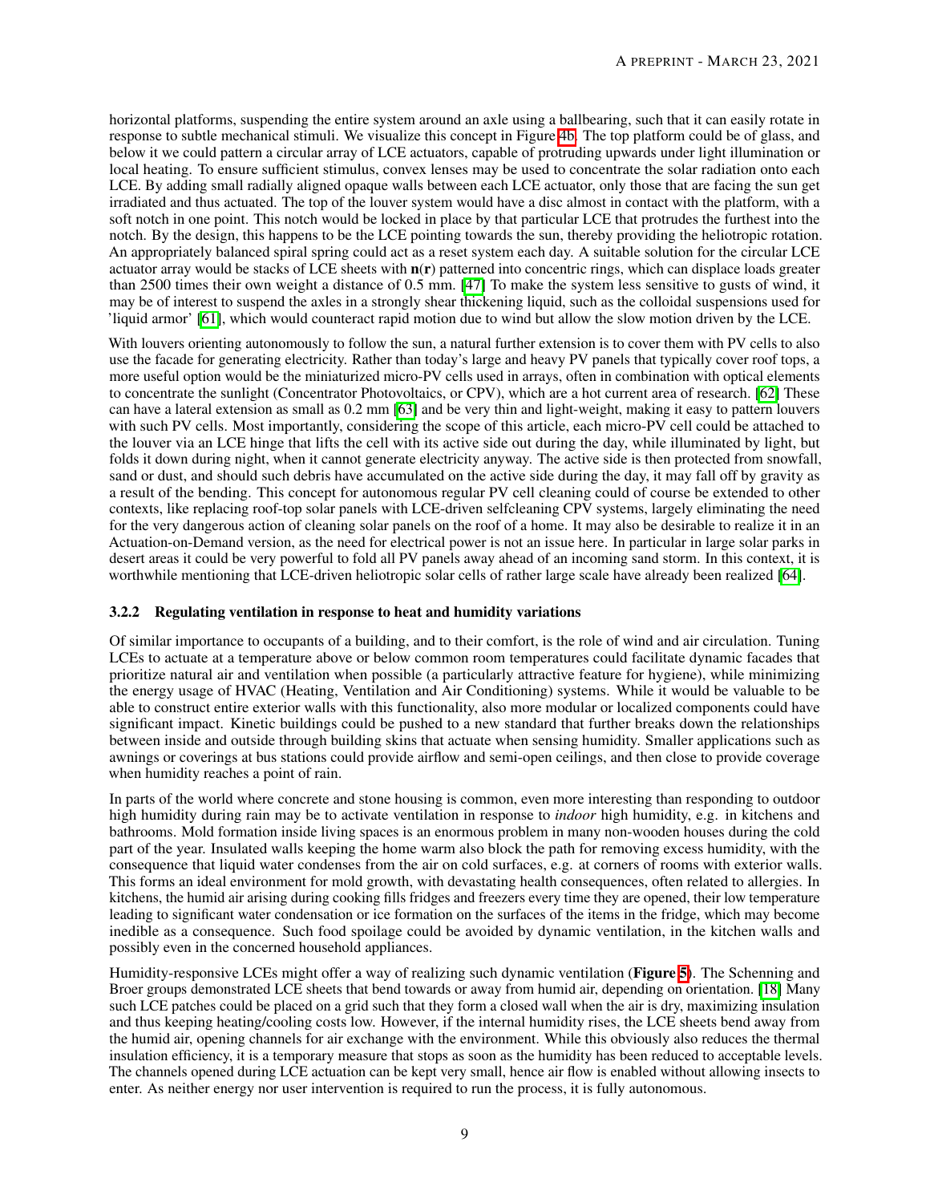horizontal platforms, suspending the entire system around an axle using a ballbearing, such that it can easily rotate in response to subtle mechanical stimuli. We visualize this concept in Figure 4b. The top platform could be of glass, and below it we could pattern a circular array of LCE actuators, capable of protruding upwards under light illumination or local heating. To ensure sufficient stimulus, convex lenses may be used to concentrate the solar radiation onto each LCE. By adding small radially aligned opaque walls between each LCE actuator, only those that are facing the sun get irradiated and thus actuated. The top of the louver system would have a disc almost in contact with the platform, with a soft notch in one point. This notch would be locked in place by that particular LCE that protrudes the furthest into the notch. By the design, this happens to be the LCE pointing towards the sun, thereby providing the heliotropic rotation. An appropriately balanced spiral spring could act as a reset system each day. A suitable solution for the circular LCE actuator array would be stacks of LCE sheets with $\mathbf{n}(\mathbf{r})$ patterned into concentric rings, which can displace loads greater than 2500 times their own weight a distance of 0.5 mm. [47] To make the system less sensitive to gusts of wind, it may be of interest to suspend the axles in a strongly shear thickening liquid, such as the colloidal suspensions used for 'liquid armor' [61], which would counteract rapid motion due to wind but allow the slow motion driven by the LCE.

With louvers orienting autonomously to follow the sun, a natural further extension is to cover them with PV cells to also use the facade for generating electricity. Rather than today's large and heavy PV panels that typically cover roof tops, a more useful option would be the miniaturized micro-PV cells used in arrays, often in combination with optical elements to concentrate the sunlight (Concentrator Photovoltaics, or CPV), which are a hot current area of research. [62] These can have a lateral extension as small as 0.2 mm [63] and be very thin and light-weight, making it easy to pattern louvers with such PV cells. Most importantly, considering the scope of this article, each micro-PV cell could be attached to the louver via an LCE hinge that lifts the cell with its active side out during the day, while illuminated by light, but folds it down during night, when it cannot generate electricity anyway. The active side is then protected from snowfall, sand or dust, and should such debris have accumulated on the active side during the day, it may fall off by gravity as a result of the bending. This concept for autonomous regular PV cell cleaning could of course be extended to other contexts, like replacing roof-top solar panels with LCE-driven selfcleaning CPV systems, largely eliminating the need for the very dangerous action of cleaning solar panels on the roof of a home. It may also be desirable to realize it in an Actuation-on-Demand version, as the need for electrical power is not an issue here. In particular in large solar parks in desert areas it could be very powerful to fold all PV panels away ahead of an incoming sand storm. In this context, it is worthwhile mentioning that LCE-driven heliotropic solar cells of rather large scale have already been realized [64].

### 3.2.2 Regulating ventilation in response to heat and humidity variations

Of similar importance to occupants of a building, and to their comfort, is the role of wind and air circulation. Tuning LCEs to actuate at a temperature above or below common room temperatures could facilitate dynamic facades that prioritize natural air and ventilation when possible (a particularly attractive feature for hygiene), while minimizing the energy usage of HVAC (Heating, Ventilation and Air Conditioning) systems. While it would be valuable to be able to construct entire exterior walls with this functionality, also more modular or localized components could have significant impact. Kinetic buildings could be pushed to a new standard that further breaks down the relationships between inside and outside through building skins that actuate when sensing humidity. Smaller applications such as awnings or coverings at bus stations could provide airflow and semi-open ceilings, and then close to provide coverage when humidity reaches a point of rain.

In parts of the world where concrete and stone housing is common, even more interesting than responding to outdoor high humidity during rain may be to activate ventilation in response to *indoor* high humidity, e.g. in kitchens and bathrooms. Mold formation inside living spaces is an enormous problem in many non-wooden houses during the cold part of the year. Insulated walls keeping the home warm also block the path for removing excess humidity, with the consequence that liquid water condenses from the air on cold surfaces, e.g. at corners of rooms with exterior walls. This forms an ideal environment for mold growth, with devastating health consequences, often related to allergies. In kitchens, the humid air arising during cooking fills fridges and freezers every time they are opened, their low temperature leading to significant water condensation or ice formation on the surfaces of the items in the fridge, which may become inedible as a consequence. Such food spoilage could be avoided by dynamic ventilation, in the kitchen walls and possibly even in the concerned household appliances.

Humidity-responsive LCEs might offer a way of realizing such dynamic ventilation (**Figure 5**). The Schenning and Broer groups demonstrated LCE sheets that bend towards or away from humid air, depending on orientation. [18] Many such LCE patches could be placed on a grid such that they form a closed wall when the air is dry, maximizing insulation and thus keeping heating/cooling costs low. However, if the internal humidity rises, the LCE sheets bend away from the humid air, opening channels for air exchange with the environment. While this obviously also reduces the thermal insulation efficiency, it is a temporary measure that stops as soon as the humidity has been reduced to acceptable levels. The channels opened during LCE actuation can be kept very small, hence air flow is enabled without allowing insects to enter. As neither energy nor user intervention is required to run the process, it is fully autonomous.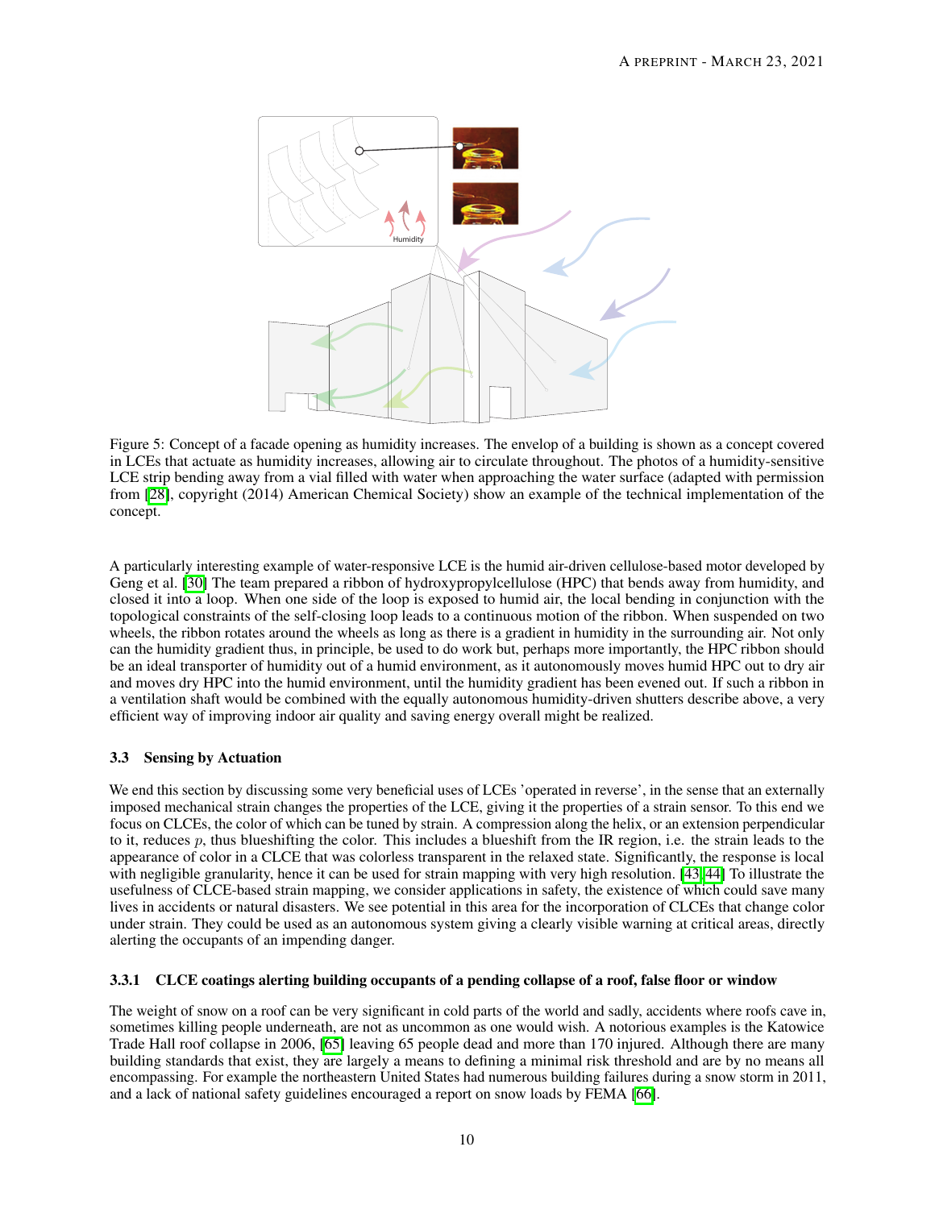Figure 5: Concept of a facade opening as humidity increases. The envelop of a building is shown as a concept covered in LCEs that actuate as humidity increases, allowing air to circulate throughout. The photos of a humidity-sensitive LCE strip bending away from a vial filled with water when approaching the water surface (adapted with permission from [28], copyright (2014) American Chemical Society) show an example of the technical implementation of the concept.

A particularly interesting example of water-responsive LCE is the humid air-driven cellulose-based motor developed by Geng et al. [30] The team prepared a ribbon of hydroxypropylcellulose (HPC) that bends away from humidity, and closed it into a loop. When one side of the loop is exposed to humid air, the local bending in conjunction with the topological constraints of the self-closing loop leads to a continuous motion of the ribbon. When suspended on two wheels, the ribbon rotates around the wheels as long as there is a gradient in humidity in the surrounding air. Not only can the humidity gradient thus, in principle, be used to do work but, perhaps more importantly, the HPC ribbon should be an ideal transporter of humidity out of a humid environment, as it autonomously moves humid HPC out to dry air and moves dry HPC into the humid environment, until the humidity gradient has been evened out. If such a ribbon in a ventilation shaft would be combined with the equally autonomous humidity-driven shutters describe above, a very efficient way of improving indoor air quality and saving energy overall might be realized.

### 3.3 Sensing by Actuation

We end this section by discussing some very beneficial uses of LCEs 'operated in reverse', in the sense that an externally imposed mechanical strain changes the properties of the LCE, giving it the properties of a strain sensor. To this end we focus on CLCEs, the color of which can be tuned by strain. A compression along the helix, or an extension perpendicular to it, reduces $p$, thus blueshifting the color. This includes a blueshift from the IR region, i.e. the strain leads to the appearance of color in a CLCE that was colorless transparent in the relaxed state. Significantly, the response is local with negligible granularity, hence it can be used for strain mapping with very high resolution. [43, 44] To illustrate the usefulness of CLCE-based strain mapping, we consider applications in safety, the existence of which could save many lives in accidents or natural disasters. We see potential in this area for the incorporation of CLCEs that change color under strain. They could be used as an autonomous system giving a clearly visible warning at critical areas, directly alerting the occupants of an impending danger.

#### 3.3.1 CLCE coatings alerting building occupants of a pending collapse of a roof, false floor or window

The weight of snow on a roof can be very significant in cold parts of the world and sadly, accidents where roofs cave in, sometimes killing people underneath, are not as uncommon as one would wish. A notorious examples is the Katowice Trade Hall roof collapse in 2006, [65] leaving 65 people dead and more than 170 injured. Although there are many building standards that exist, they are largely a means to defining a minimal risk threshold and are by no means all encompassing. For example the northeastern United States had numerous building failures during a snow storm in 2011, and a lack of national safety guidelines encouraged a report on snow loads by FEMA [66].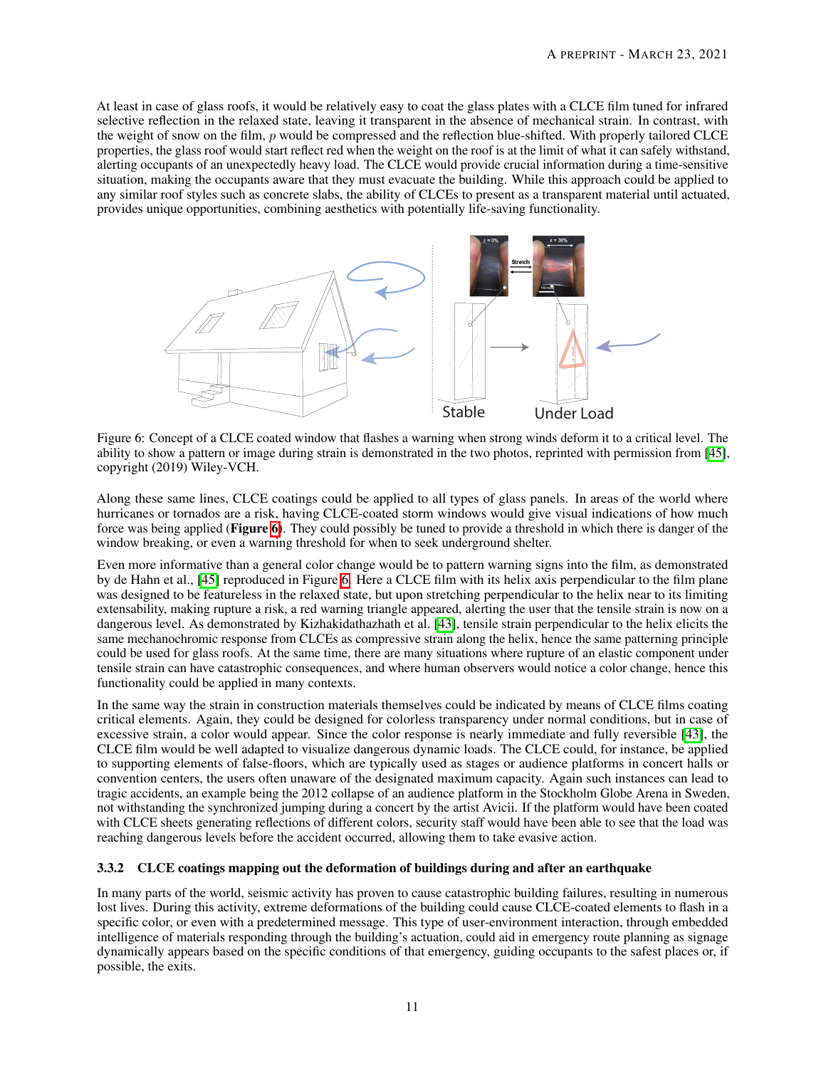At least in case of glass roofs, it would be relatively easy to coat the glass plates with a CLCE film tuned for infrared selective reflection in the relaxed state, leaving it transparent in the absence of mechanical strain. In contrast, with the weight of snow on the film, $p$ would be compressed and the reflection blue-shifted. With properly tailored CLCE properties, the glass roof would start reflect red when the weight on the roof is at the limit of what it can safely withstand, alerting occupants of an unexpectedly heavy load. The CLCE would provide crucial information during a time-sensitive situation, making the occupants aware that they must evacuate the building. While this approach could be applied to any similar roof styles such as concrete slabs, the ability of CLCEs to present as a transparent material until actuated, provides unique opportunities, combining aesthetics with potentially life-saving functionality.

Figure 6: Concept of a CLCE coated window that flashes a warning when strong winds deform it to a critical level. The ability to show a pattern or image during strain is demonstrated in the two photos, reprinted with permission from [45], copyright (2019) Wiley-VCH.

Along these same lines, CLCE coatings could be applied to all types of glass panels. In areas of the world where hurricanes or tornados are a risk, having CLCE-coated storm windows would give visual indications of how much force was being applied (**Figure 6**). They could possibly be tuned to provide a threshold in which there is danger of the window breaking, or even a warning threshold for when to seek underground shelter.

Even more informative than a general color change would be to pattern warning signs into the film, as demonstrated by de Hahn et al., [45] reproduced in Figure 6. Here a CLCE film with its helix axis perpendicular to the film plane was designed to be featureless in the relaxed state, but upon stretching perpendicular to the helix near to its limiting extensability, making rupture a risk, a red warning triangle appeared, alerting the user that the tensile strain is now on a dangerous level. As demonstrated by Kizhakidathazhath et al. [43], tensile strain perpendicular to the helix elicits the same mechanochromic response from CLCEs as compressive strain along the helix, hence the same patterning principle could be used for glass roofs. At the same time, there are many situations where rupture of an elastic component under tensile strain can have catastrophic consequences, and where human observers would notice a color change, hence this functionality could be applied in many contexts.

In the same way the strain in construction materials themselves could be indicated by means of CLCE films coating critical elements. Again, they could be designed for colorless transparency under normal conditions, but in case of excessive strain, a color would appear. Since the color response is nearly immediate and fully reversible [43], the CLCE film would be well adapted to visualize dangerous dynamic loads. The CLCE could, for instance, be applied to supporting elements of false-floors, which are typically used as stages or audience platforms in concert halls or convention centers, the users often unaware of the designated maximum capacity. Again such instances can lead to tragic accidents, an example being the 2012 collapse of an audience platform in the Stockholm Globe Arena in Sweden, not withstanding the synchronized jumping during a concert by the artist Avicii. If the platform would have been coated with CLCE sheets generating reflections of different colors, security staff would have been able to see that the load was reaching dangerous levels before the accident occurred, allowing them to take evasive action.

### 3.3.2 CLCE coatings mapping out the deformation of buildings during and after an earthquake

In many parts of the world, seismic activity has proven to cause catastrophic building failures, resulting in numerous lost lives. During this activity, extreme deformations of the building could cause CLCE-coated elements to flash in a specific color, or even with a predetermined message. This type of user-environment interaction, through embedded intelligence of materials responding through the building's actuation, could aid in emergency route planning as signage dynamically appears based on the specific conditions of that emergency, guiding occupants to the safest places or, if possible, the exits.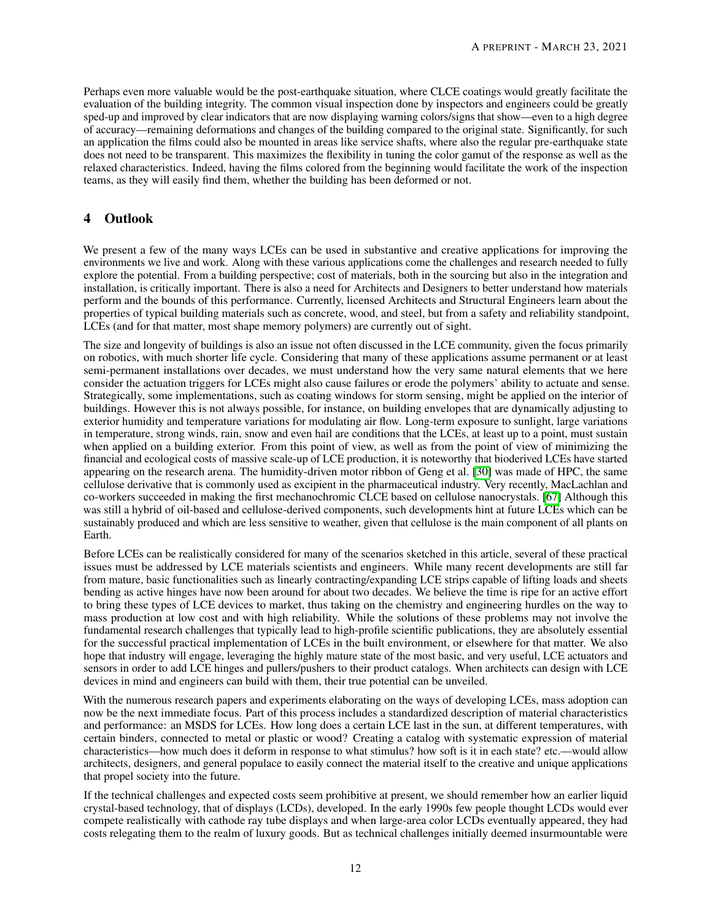Perhaps even more valuable would be the post-earthquake situation, where CLCE coatings would greatly facilitate the evaluation of the building integrity. The common visual inspection done by inspectors and engineers could be greatly sped-up and improved by clear indicators that are now displaying warning colors/signs that show—even to a high degree of accuracy—remaining deformations and changes of the building compared to the original state. Significantly, for such an application the films could also be mounted in areas like service shafts, where also the regular pre-earthquake state does not need to be transparent. This maximizes the flexibility in tuning the color gamut of the response as well as the relaxed characteristics. Indeed, having the films colored from the beginning would facilitate the work of the inspection teams, as they will easily find them, whether the building has been deformed or not.

## 4 Outlook

We present a few of the many ways LCEs can be used in substantive and creative applications for improving the environments we live and work. Along with these various applications come the challenges and research needed to fully explore the potential. From a building perspective; cost of materials, both in the sourcing but also in the integration and installation, is critically important. There is also a need for Architects and Designers to better understand how materials perform and the bounds of this performance. Currently, licensed Architects and Structural Engineers learn about the properties of typical building materials such as concrete, wood, and steel, but from a safety and reliability standpoint, LCEs (and for that matter, most shape memory polymers) are currently out of sight.

The size and longevity of buildings is also an issue not often discussed in the LCE community, given the focus primarily on robotics, with much shorter life cycle. Considering that many of these applications assume permanent or at least semi-permanent installations over decades, we must understand how the very same natural elements that we here consider the actuation triggers for LCEs might also cause failures or erode the polymers' ability to actuate and sense. Strategically, some implementations, such as coating windows for storm sensing, might be applied on the interior of buildings. However this is not always possible, for instance, on building envelopes that are dynamically adjusting to exterior humidity and temperature variations for modulating air flow. Long-term exposure to sunlight, large variations in temperature, strong winds, rain, snow and even hail are conditions that the LCEs, at least up to a point, must sustain when applied on a building exterior. From this point of view, as well as from the point of view of minimizing the financial and ecological costs of massive scale-up of LCE production, it is noteworthy that bioderived LCEs have started appearing on the research arena. The humidity-driven motor ribbon of Geng et al. [30] was made of HPC, the same cellulose derivative that is commonly used as excipient in the pharmaceutical industry. Very recently, MacLachlan and co-workers succeeded in making the first mechanochromic CLCE based on cellulose nanocrystals. [67] Although this was still a hybrid of oil-based and cellulose-derived components, such developments hint at future LCEs which can be sustainably produced and which are less sensitive to weather, given that cellulose is the main component of all plants on Earth.

Before LCEs can be realistically considered for many of the scenarios sketched in this article, several of these practical issues must be addressed by LCE materials scientists and engineers. While many recent developments are still far from mature, basic functionalities such as linearly contracting/expanding LCE strips capable of lifting loads and sheets bending as active hinges have now been around for about two decades. We believe the time is ripe for an active effort to bring these types of LCE devices to market, thus taking on the chemistry and engineering hurdles on the way to mass production at low cost and with high reliability. While the solutions of these problems may not involve the fundamental research challenges that typically lead to high-profile scientific publications, they are absolutely essential for the successful practical implementation of LCEs in the built environment, or elsewhere for that matter. We also hope that industry will engage, leveraging the highly mature state of the most basic, and very useful, LCE actuators and sensors in order to add LCE hinges and pullers/pushers to their product catalogs. When architects can design with LCE devices in mind and engineers can build with them, their true potential can be unveiled.

With the numerous research papers and experiments elaborating on the ways of developing LCEs, mass adoption can now be the next immediate focus. Part of this process includes a standardized description of material characteristics and performance: an MSDS for LCEs. How long does a certain LCE last in the sun, at different temperatures, with certain binders, connected to metal or plastic or wood? Creating a catalog with systematic expression of material characteristics—how much does it deform in response to what stimulus? how soft is it in each state? etc.—would allow architects, designers, and general populace to easily connect the material itself to the creative and unique applications that propel society into the future.

If the technical challenges and expected costs seem prohibitive at present, we should remember how an earlier liquid crystal-based technology, that of displays (LCDs), developed. In the early 1990s few people thought LCDs would ever compete realistically with cathode ray tube displays and when large-area color LCDs eventually appeared, they had costs relegating them to the realm of luxury goods. But as technical challenges initially deemed insurmountable were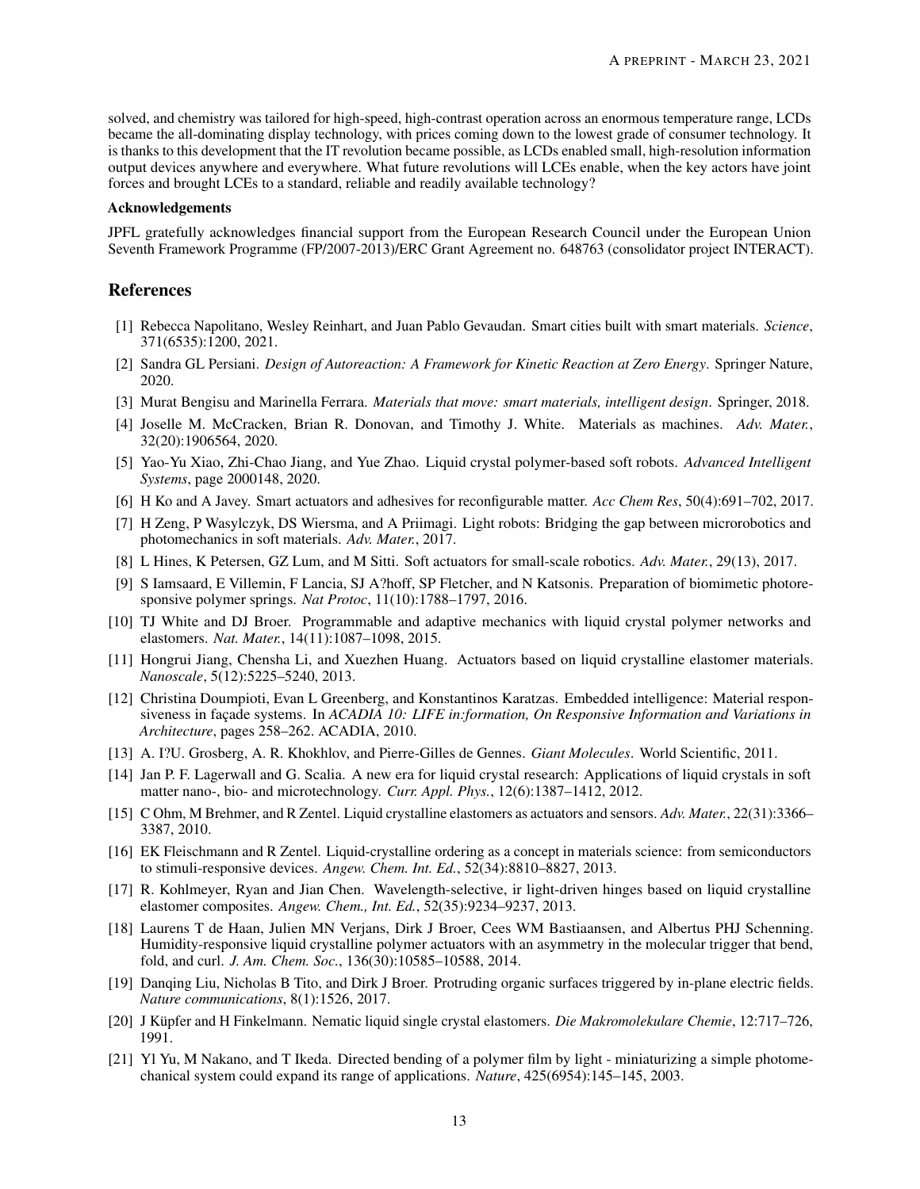solved, and chemistry was tailored for high-speed, high-contrast operation across an enormous temperature range, LCDs became the all-dominating display technology, with prices coming down to the lowest grade of consumer technology. It is thanks to this development that the IT revolution became possible, as LCDs enabled small, high-resolution information output devices anywhere and everywhere. What future revolutions will LCEs enable, when the key actors have joint forces and brought LCEs to a standard, reliable and readily available technology?

#### Acknowledgements

JPFL gratefully acknowledges financial support from the European Research Council under the European Union Seventh Framework Programme (FP/2007-2013)/ERC Grant Agreement no. 648763 (consolidator project INTERACT).

## References

[1] Rebecca Napolitano, Wesley Reinhart, and Juan Pablo Gevaudan. Smart cities built with smart materials. *Science*, 371(6535):1200, 2021.

[2] Sandra GL Persiani. *Design of Autoreaction: A Framework for Kinetic Reaction at Zero Energy*. Springer Nature, 2020.

[3] Murat Bengisu and Marinella Ferrara. *Materials that move: smart materials, intelligent design*. Springer, 2018.

[4] Joselle M. McCracken, Brian R. Donovan, and Timothy J. White. Materials as machines. *Adv. Mater.*, 32(20):1906564, 2020.

[5] Yao-Yu Xiao, Zhi-Chao Jiang, and Yue Zhao. Liquid crystal polymer-based soft robots. *Advanced Intelligent Systems*, page 2000148, 2020.

[6] H Ko and A Javey. Smart actuators and adhesives for reconfigurable matter. *Acc Chem Res*, 50(4):691–702, 2017.

[7] H Zeng, P Wasylczyk, DS Wiersma, and A Priimagi. Light robots: Bridging the gap between microrobotics and photomechanics in soft materials. *Adv. Mater.*, 2017.

[8] L Hines, K Petersen, GZ Lum, and M Sitti. Soft actuators for small-scale robotics. *Adv. Mater.*, 29(13), 2017.

[9] S Iamsaard, E Villemin, F Lancia, SJ A?hoff, SP Fletcher, and N Katsonis. Preparation of biomimetic photoresponsive polymer springs. *Nat Protoc*, 11(10):1788–1797, 2016.

[10] TJ White and DJ Broer. Programmable and adaptive mechanics with liquid crystal polymer networks and elastomers. *Nat. Mater.*, 14(11):1087–1098, 2015.

[11] Hongrui Jiang, Chensha Li, and Xuezhen Huang. Actuators based on liquid crystalline elastomer materials. *Nanoscale*, 5(12):5225–5240, 2013.

[12] Christina Doumpioti, Evan L Greenberg, and Konstantinos Karatzas. Embedded intelligence: Material responsiveness in façade systems. In *ACADIA 10: LIFE in:formation, On Responsive Information and Variations in Architecture*, pages 258–262. ACADIA, 2010.

[13] A. I?U. Grosberg, A. R. Khokhlov, and Pierre-Gilles de Gennes. *Giant Molecules*. World Scientific, 2011.

[14] Jan P. F. Lagerwall and G. Scalia. A new era for liquid crystal research: Applications of liquid crystals in soft matter nano-, bio- and microtechnology. *Curr. Appl. Phys.*, 12(6):1387–1412, 2012.

[15] C Ohm, M Brehmer, and R Zentel. Liquid crystalline elastomers as actuators and sensors. *Adv. Mater.*, 22(31):3366–3387, 2010.

[16] EK Fleischmann and R Zentel. Liquid-crystalline ordering as a concept in materials science: from semiconductors to stimuli-responsive devices. *Angew. Chem. Int. Ed.*, 52(34):8810–8827, 2013.

[17] R. Kohlmeyer, Ryan and Jian Chen. Wavelength-selective, ir light-driven hinges based on liquid crystalline elastomer composites. *Angew. Chem., Int. Ed.*, 52(35):9234–9237, 2013.

[18] Laurens T de Haan, Julien MN Verjans, Dirk J Broer, Cees WM Bastiaansen, and Albertus PHJ Schenning. Humidity-responsive liquid crystalline polymer actuators with an asymmetry in the molecular trigger that bend, fold, and curl. *J. Am. Chem. Soc.*, 136(30):10585–10588, 2014.

[19] Danqing Liu, Nicholas B Tito, and Dirk J Broer. Protruding organic surfaces triggered by in-plane electric fields. *Nature communications*, 8(1):1526, 2017.

[20] J Küpfer and H Finkelmann. Nematic liquid single crystal elastomers. *Die Makromolekulare Chemie*, 12:717–726, 1991.

[21] Yl Yu, M Nakano, and T Ikeda. Directed bending of a polymer film by light - miniaturizing a simple photomechanical system could expand its range of applications. *Nature*, 425(6954):145–145, 2003.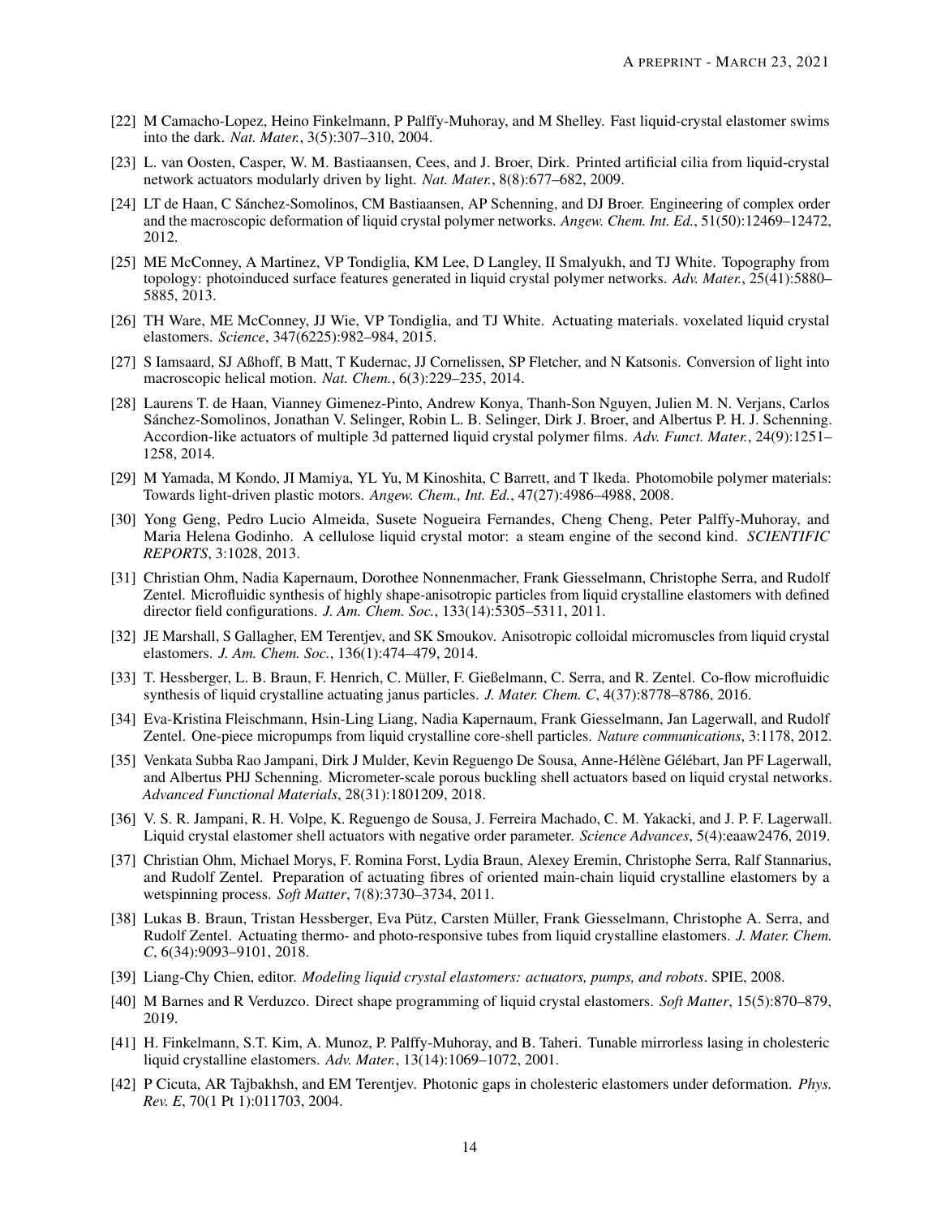[22] M Camacho-Lopez, Heino Finkelmann, P Palffy-Muhoray, and M Shelley. Fast liquid-crystal elastomer swims into the dark. *Nat. Mater.*, 3(5):307–310, 2004.

[23] L. van Oosten, Casper, W. M. Bastiaansen, Cees, and J. Broer, Dirk. Printed artificial cilia from liquid-crystal network actuators modularly driven by light. *Nat. Mater.*, 8(8):677–682, 2009.

[24] LT de Haan, C Sánchez-Somolinos, CM Bastiaansen, AP Schenning, and DJ Broer. Engineering of complex order and the macroscopic deformation of liquid crystal polymer networks. *Angew. Chem. Int. Ed.*, 51(50):12469–12472, 2012.

[25] ME McConney, A Martinez, VP Tondiglia, KM Lee, D Langley, II Smalyukh, and TJ White. Topography from topology: photoinduced surface features generated in liquid crystal polymer networks. *Adv. Mater.*, 25(41):5880–5885, 2013.

[26] TH Ware, ME McConney, JJ Wie, VP Tondiglia, and TJ White. Actuating materials. voxelated liquid crystal elastomers. *Science*, 347(6225):982–984, 2015.

[27] S Iamsaard, SJ Aßhoff, B Matt, T Kudernac, JJ Cornelissen, SP Fletcher, and N Katsonis. Conversion of light into macroscopic helical motion. *Nat. Chem.*, 6(3):229–235, 2014.

[28] Laurens T. de Haan, Vianney Gimenez-Pinto, Andrew Konya, Thanh-Son Nguyen, Julien M. N. Verjans, Carlos Sánchez-Somolinos, Jonathan V. Selinger, Robin L. B. Selinger, Dirk J. Broer, and Albertus P. H. J. Schenning. Accordion-like actuators of multiple 3d patterned liquid crystal polymer films. *Adv. Funct. Mater.*, 24(9):1251–1258, 2014.

[29] M Yamada, M Kondo, JI Mamiya, YL Yu, M Kinoshita, C Barrett, and T Ikeda. Photomobile polymer materials: Towards light-driven plastic motors. *Angew. Chem., Int. Ed.*, 47(27):4986–4988, 2008.

[30] Yong Geng, Pedro Lucio Almeida, Susete Nogueira Fernandes, Cheng Cheng, Peter Palffy-Muhoray, and Maria Helena Godinho. A cellulose liquid crystal motor: a steam engine of the second kind. *SCIENTIFIC REPORTS*, 3:1028, 2013.

[31] Christian Ohm, Nadia Kapernaum, Dorothee Nonnenmacher, Frank Giesselmann, Christophe Serra, and Rudolf Zentel. Microfluidic synthesis of highly shape-anisotropic particles from liquid crystalline elastomers with defined director field configurations. *J. Am. Chem. Soc.*, 133(14):5305–5311, 2011.

[32] JE Marshall, S Gallagher, EM Terentjev, and SK Smoukov. Anisotropic colloidal micromuscles from liquid crystal elastomers. *J. Am. Chem. Soc.*, 136(1):474–479, 2014.

[33] T. Hessberger, L. B. Braun, F. Henrich, C. Müller, F. Gießelmann, C. Serra, and R. Zentel. Co-flow microfluidic synthesis of liquid crystalline actuating janus particles. *J. Mater. Chem. C*, 4(37):8778–8786, 2016.

[34] Eva-Kristina Fleischmann, Hsin-Ling Liang, Nadia Kapernaum, Frank Giesselmann, Jan Lagerwall, and Rudolf Zentel. One-piece micropumps from liquid crystalline core-shell particles. *Nature communications*, 3:1178, 2012.

[35] Venkata Subba Rao Jampani, Dirk J Mulder, Kevin Reguengo De Sousa, Anne-Hélène Gélébart, Jan PF Lagerwall, and Albertus PHJ Schenning. Micrometer-scale porous buckling shell actuators based on liquid crystal networks. *Advanced Functional Materials*, 28(31):1801209, 2018.

[36] V. S. R. Jampani, R. H. Volpe, K. Reguengo de Sousa, J. Ferreira Machado, C. M. Yakacki, and J. P. F. Lagerwall. Liquid crystal elastomer shell actuators with negative order parameter. *Science Advances*, 5(4):eaaw2476, 2019.

[37] Christian Ohm, Michael Morys, F. Romina Forst, Lydia Braun, Alexey Eremin, Christophe Serra, Ralf Stannarius, and Rudolf Zentel. Preparation of actuating fibres of oriented main-chain liquid crystalline elastomers by a wetspinning process. *Soft Matter*, 7(8):3730–3734, 2011.

[38] Lukas B. Braun, Tristan Hessberger, Eva Pütz, Carsten Müller, Frank Giesselmann, Christophe A. Serra, and Rudolf Zentel. Actuating thermo- and photo-responsive tubes from liquid crystalline elastomers. *J. Mater. Chem. C*, 6(34):9093–9101, 2018.

[39] Liang-Chy Chien, editor. *Modeling liquid crystal elastomers: actuators, pumps, and robots*. SPIE, 2008.

[40] M Barnes and R Verduzco. Direct shape programming of liquid crystal elastomers. *Soft Matter*, 15(5):870–879, 2019.

[41] H. Finkelmann, S.T. Kim, A. Munoz, P. Palffy-Muhoray, and B. Taheri. Tunable mirrorless lasing in cholesteric liquid crystalline elastomers. *Adv. Mater.*, 13(14):1069–1072, 2001.

[42] P Cicuta, AR Tajbakhsh, and EM Terentjev. Photonic gaps in cholesteric elastomers under deformation. *Phys. Rev. E*, 70(1 Pt 1):011703, 2004.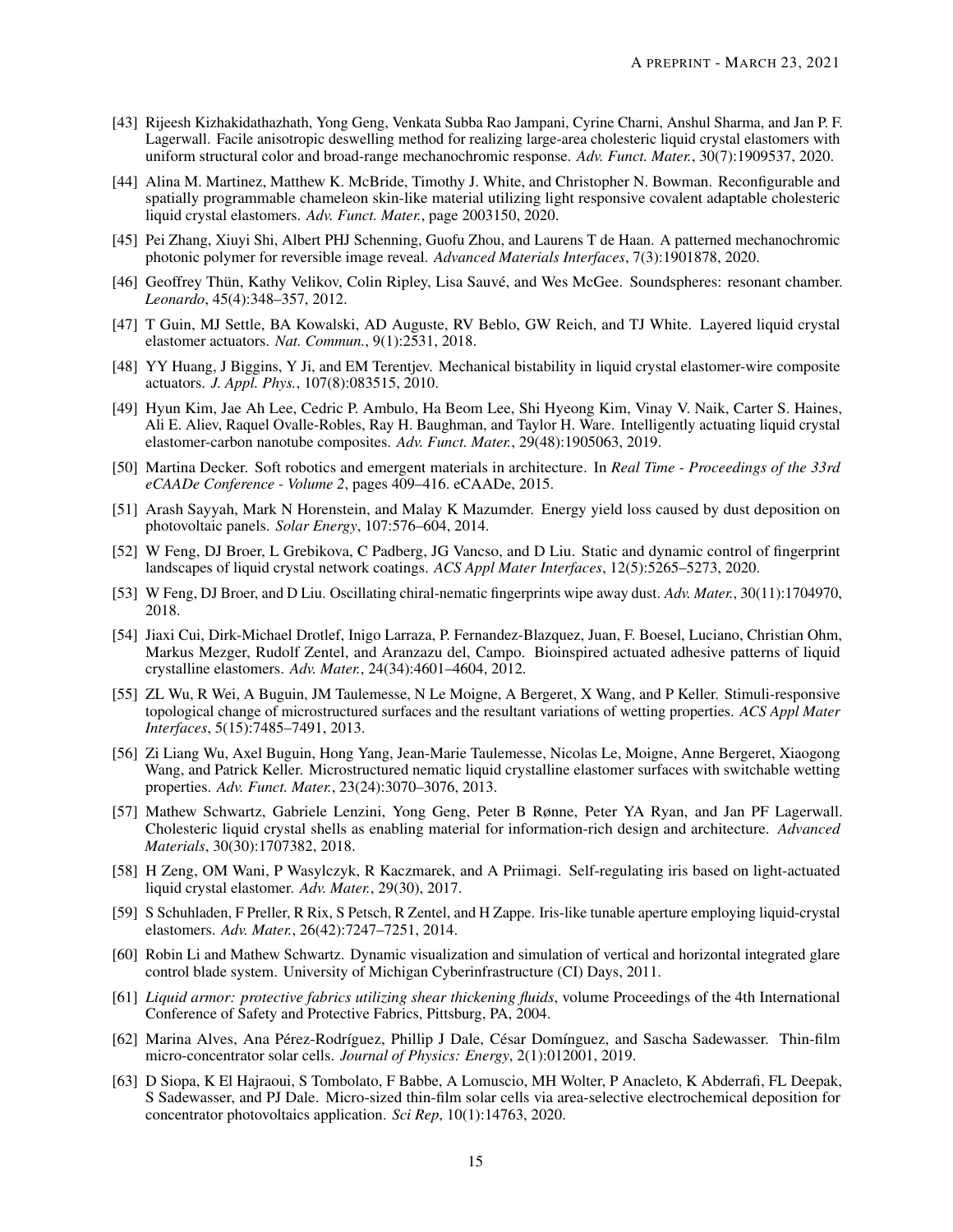[43] Rijeesh Kizhakidathazhath, Yong Geng, Venkata Subba Rao Jampani, Cyrine Charni, Anshul Sharma, and Jan P. F. Lagerwall. Facile anisotropic deswelling method for realizing large-area cholesteric liquid crystal elastomers with uniform structural color and broad-range mechanochromic response. *Adv. Funct. Mater.*, 30(7):1909537, 2020.

[44] Alina M. Martinez, Matthew K. McBride, Timothy J. White, and Christopher N. Bowman. Reconfigurable and spatially programmable chameleon skin-like material utilizing light responsive covalent adaptable cholesteric liquid crystal elastomers. *Adv. Funct. Mater.*, page 2003150, 2020.

[45] Pei Zhang, Xiuyi Shi, Albert PHJ Schenning, Guofu Zhou, and Laurens T de Haan. A patterned mechanochromic photonic polymer for reversible image reveal. *Advanced Materials Interfaces*, 7(3):1901878, 2020.

[46] Geoffrey Thün, Kathy Velikov, Colin Ripley, Lisa Sauvé, and Wes McGee. Soundspheres: resonant chamber. *Leonardo*, 45(4):348–357, 2012.

[47] T Guin, MJ Settle, BA Kowalski, AD Auguste, RV Beblo, GW Reich, and TJ White. Layered liquid crystal elastomer actuators. *Nat. Commun.*, 9(1):2531, 2018.

[48] YY Huang, J Biggins, Y Ji, and EM Terentjev. Mechanical bistability in liquid crystal elastomer-wire composite actuators. *J. Appl. Phys.*, 107(8):083515, 2010.

[49] Hyun Kim, Jae Ah Lee, Cedric P. Ambulo, Ha Beom Lee, Shi Hyeong Kim, Vinay V. Naik, Carter S. Haines, Ali E. Aliev, Raquel Ovalle-Robles, Ray H. Baughman, and Taylor H. Ware. Intelligently actuating liquid crystal elastomer-carbon nanotube composites. *Adv. Funct. Mater.*, 29(48):1905063, 2019.

[50] Martina Decker. Soft robotics and emergent materials in architecture. In *Real Time - Proceedings of the 33rd eCAADe Conference - Volume 2*, pages 409–416. eCAADe, 2015.

[51] Arash Sayyah, Mark N Horenstein, and Malay K Mazumder. Energy yield loss caused by dust deposition on photovoltaic panels. *Solar Energy*, 107:576–604, 2014.

[52] W Feng, DJ Broer, L Grebikova, C Padberg, JG Vancso, and D Liu. Static and dynamic control of fingerprint landscapes of liquid crystal network coatings. *ACS Appl Mater Interfaces*, 12(5):5265–5273, 2020.

[53] W Feng, DJ Broer, and D Liu. Oscillating chiral-nematic fingerprints wipe away dust. *Adv. Mater.*, 30(11):1704970, 2018.

[54] Jiaxi Cui, Dirk-Michael Drotlef, Inigo Larraza, P. Fernandez-Blazquez, Juan, F. Boesel, Luciano, Christian Ohm, Markus Mezger, Rudolf Zentel, and Aranzazu del, Campo. Bioinspired actuated adhesive patterns of liquid crystalline elastomers. *Adv. Mater.*, 24(34):4601–4604, 2012.

[55] ZL Wu, R Wei, A Buguin, JM Taulemesse, N Le Moigne, A Bergeret, X Wang, and P Keller. Stimuli-responsive topological change of microstructured surfaces and the resultant variations of wetting properties. *ACS Appl Mater Interfaces*, 5(15):7485–7491, 2013.

[56] Zi Liang Wu, Axel Buguin, Hong Yang, Jean-Marie Taulemesse, Nicolas Le, Moigne, Anne Bergeret, Xiaogong Wang, and Patrick Keller. Microstructured nematic liquid crystalline elastomer surfaces with switchable wetting properties. *Adv. Funct. Mater.*, 23(24):3070–3076, 2013.

[57] Mathew Schwartz, Gabriele Lenzini, Yong Geng, Peter B Rønne, Peter YA Ryan, and Jan PF Lagerwall. Cholesteric liquid crystal shells as enabling material for information-rich design and architecture. *Advanced Materials*, 30(30):1707382, 2018.

[58] H Zeng, OM Wani, P Wasylczyk, R Kaczmarek, and A Priimagi. Self-regulating iris based on light-actuated liquid crystal elastomer. *Adv. Mater.*, 29(30), 2017.

[59] S Schuhladen, F Preller, R Rix, S Petsch, R Zentel, and H Zappe. Iris-like tunable aperture employing liquid-crystal elastomers. *Adv. Mater.*, 26(42):7247–7251, 2014.

[60] Robin Li and Mathew Schwartz. Dynamic visualization and simulation of vertical and horizontal integrated glare control blade system. University of Michigan Cyberinfrastructure (CI) Days, 2011.

[61] *Liquid armor: protective fabrics utilizing shear thickening fluids*, volume Proceedings of the 4th International Conference of Safety and Protective Fabrics, Pittsburg, PA, 2004.

[62] Marina Alves, Ana Pérez-Rodríguez, Phillip J Dale, César Domínguez, and Sascha Sadewasser. Thin-film micro-concentrator solar cells. *Journal of Physics: Energy*, 2(1):012001, 2019.

[63] D Siopa, K El Hajraoui, S Tombolato, F Babbe, A Lomuscio, MH Wolter, P Anacleto, K Abderrafi, FL Deepak, S Sadewasser, and PJ Dale. Micro-sized thin-film solar cells via area-selective electrochemical deposition for concentrator photovoltaics application. *Sci Rep*, 10(1):14763, 2020.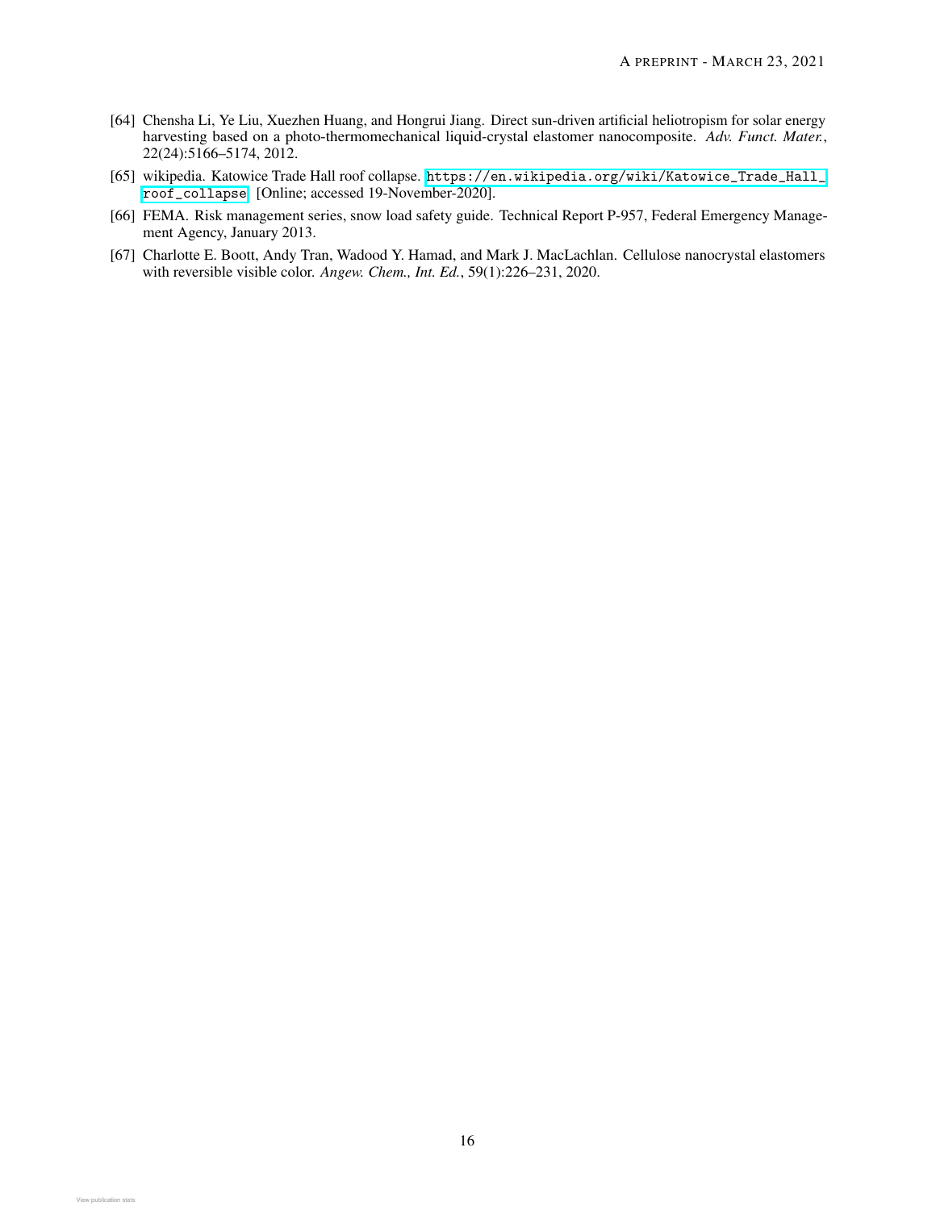[64] Chensha Li, Ye Liu, Xuezhen Huang, and Hongrui Jiang. Direct sun-driven artificial heliotropism for solar energy harvesting based on a photo-thermomechanical liquid-crystal elastomer nanocomposite. *Adv. Funct. Mater.*, 22(24):5166–5174, 2012.

[65] wikipedia. Katowice Trade Hall roof collapse. https://en.wikipedia.org/wiki/Katowice_Trade_Hall_roof_collapse. [Online; accessed 19-November-2020].

[66] FEMA. Risk management series, snow load safety guide. Technical Report P-957, Federal Emergency Management Agency, January 2013.

[67] Charlotte E. Boott, Andy Tran, Wadood Y. Hamad, and Mark J. MacLachlan. Cellulose nanocrystal elastomers with reversible visible color. *Angew. Chem., Int. Ed.*, 59(1):226–231, 2020.